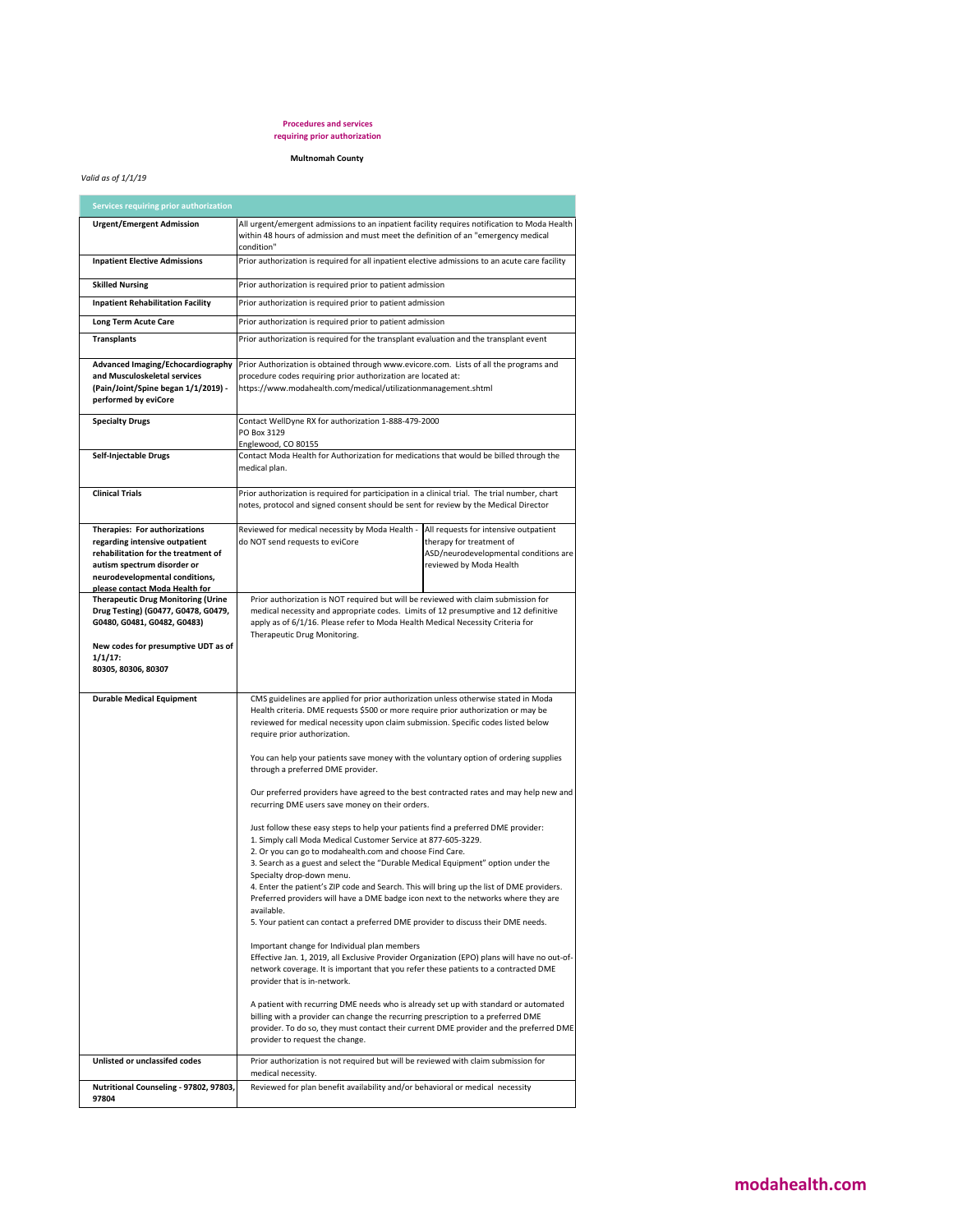**Procedures and services requiring prior authorization**

**Multnomah County**

*Valid as of 1/1/19*

| Services requiring prior authorization | | |
|---|---|---|
| **Urgent/Emergent Admission** | All urgent/emergent admissions to an inpatient facility requires notification to Moda Health within 48 hours of admission and must meet the definition of an "emergency medical condition" | |
| **Inpatient Elective Admissions** | Prior authorization is required for all inpatient elective admissions to an acute care facility | |
| **Skilled Nursing** | Prior authorization is required prior to patient admission | |
| **Inpatient Rehabilitation Facility** | Prior authorization is required prior to patient admission | |
| **Long Term Acute Care** | Prior authorization is required prior to patient admission | |
| **Transplants** | Prior authorization is required for the transplant evaluation and the transplant event | |
| **Advanced Imaging/Echocardiography and Musculoskeletal services (Pain/Joint/Spine began 1/1/2019) - performed by eviCore** | Prior Authorization is obtained through www.evicore.com. Lists of all the programs and procedure codes requiring prior authorization are located at: https://www.modahealth.com/medical/utilizationmanagement.shtml | |
| **Specialty Drugs** | Contact WellDyne RX for authorization 1-888-479-2000<br>PO Box 3129<br>Englewood, CO 80155 | |
| **Self-Injectable Drugs** | Contact Moda Health for Authorization for medications that would be billed through the medical plan. | |
| **Clinical Trials** | Prior authorization is required for participation in a clinical trial. The trial number, chart notes, protocol and signed consent should be sent for review by the Medical Director | |
| **Therapies: For authorizations regarding intensive outpatient rehabilitation for the treatment of autism spectrum disorder or neurodevelopmental conditions, please contact Moda Health for** | Reviewed for medical necessity by Moda Health - do NOT send requests to eviCore | All requests for intensive outpatient therapy for treatment of ASD/neurodevelopmental conditions are reviewed by Moda Health |
| **Therapeutic Drug Monitoring (Urine Drug Testing) (G0477, G0478, G0479, G0480, G0481, G0482, G0483)**<br><br>**New codes for presumptive UDT as of 1/1/17:**<br>**80305, 80306, 80307** | Prior authorization is NOT required but will be reviewed with claim submission for medical necessity and appropriate codes. Limits of 12 presumptive and 12 definitive apply as of 6/1/16. Please refer to Moda Health Medical Necessity Criteria for Therapeutic Drug Monitoring. | |
| **Durable Medical Equipment** | CMS guidelines are applied for prior authorization unless otherwise stated in Moda Health criteria. DME requests $500 or more require prior authorization or may be reviewed for medical necessity upon claim submission. Specific codes listed below require prior authorization.<br><br>You can help your patients save money with the voluntary option of ordering supplies through a preferred DME provider.<br><br>Our preferred providers have agreed to the best contracted rates and may help new and recurring DME users save money on their orders.<br><br>Just follow these easy steps to help your patients find a preferred DME provider:<br>1. Simply call Moda Medical Customer Service at 877-605-3229.<br>2. Or you can go to modahealth.com and choose Find Care.<br>3. Search as a guest and select the "Durable Medical Equipment" option under the Specialty drop-down menu.<br>4. Enter the patient's ZIP code and Search. This will bring up the list of DME providers. Preferred providers will have a DME badge icon next to the networks where they are available.<br>5. Your patient can contact a preferred DME provider to discuss their DME needs.<br><br>Important change for Individual plan members<br>Effective Jan. 1, 2019, all Exclusive Provider Organization (EPO) plans will have no out-of-network coverage. It is important that you refer these patients to a contracted DME provider that is in-network.<br><br>A patient with recurring DME needs who is already set up with standard or automated billing with a provider can change the recurring prescription to a preferred DME provider. To do so, they must contact their current DME provider and the preferred DME provider to request the change. | |
| **Unlisted or unclassifed codes** | Prior authorization is not required but will be reviewed with claim submission for medical necessity. | |
| **Nutritional Counseling - 97802, 97803, 97804** | Reviewed for plan benefit availability and/or behavioral or medical necessity | |

**modahealth.com**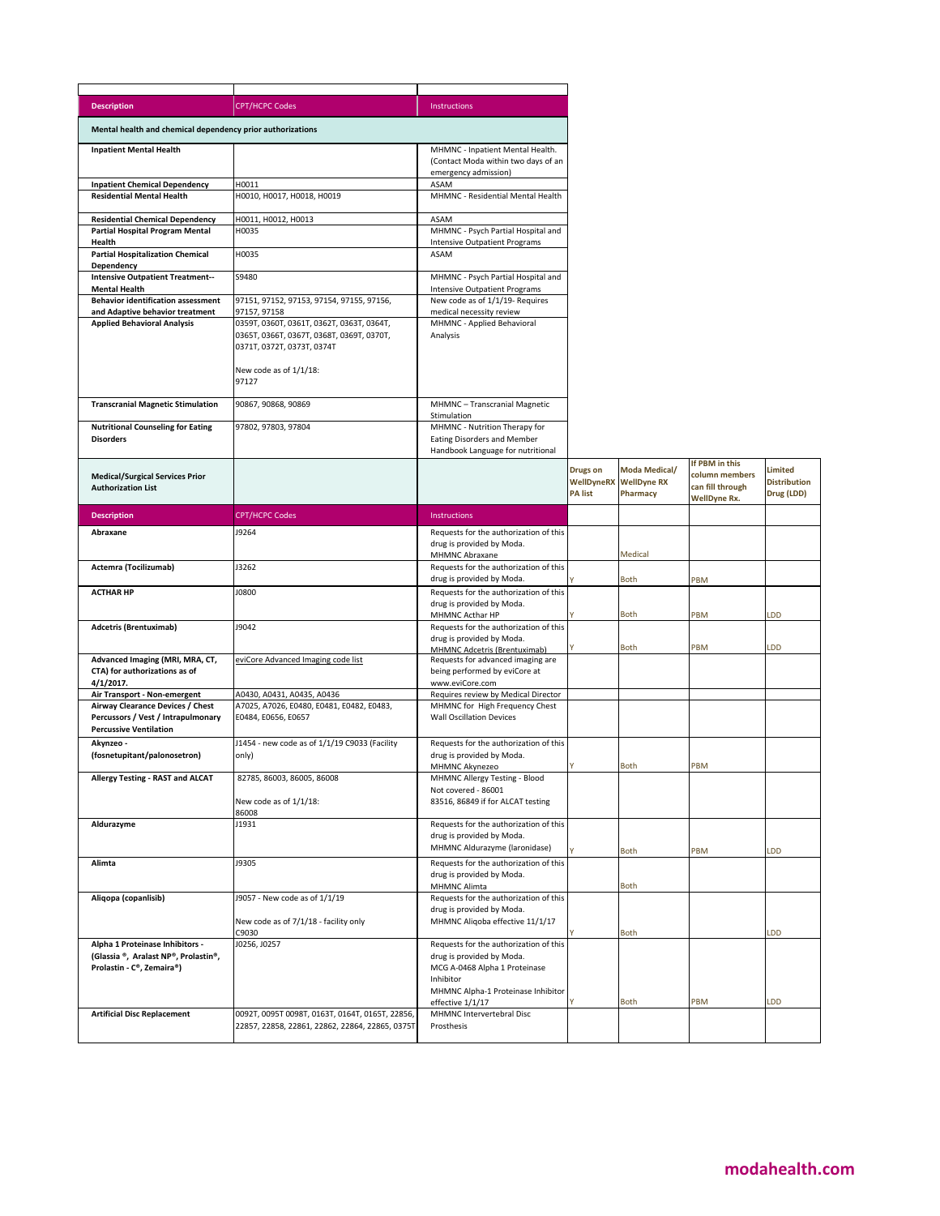| Description | CPT/HCPC Codes | Instructions | | | | |
|---|---|---|---|---|---|---|
| **Mental health and chemical dependency prior authorizations** | | | | | | |
| **Inpatient Mental Health** | | MHMNC - Inpatient Mental Health. (Contact Moda within two days of an emergency admission) | | | | |
| **Inpatient Chemical Dependency** | H0011 | ASAM | | | | |
| **Residential Mental Health** | H0010, H0017, H0018, H0019 | MHMNC - Residential Mental Health | | | | |
| **Residential Chemical Dependency** | H0011, H0012, H0013 | ASAM | | | | |
| **Partial Hospital Program Mental Health** | H0035 | MHMNC - Psych Partial Hospital and Intensive Outpatient Programs | | | | |
| **Partial Hospitalization Chemical Dependency** | H0035 | ASAM | | | | |
| **Intensive Outpatient Treatment--Mental Health** | S9480 | MHMNC - Psych Partial Hospital and Intensive Outpatient Programs | | | | |
| **Behavior identification assessment and Adaptive behavior treatment** | 97151, 97152, 97153, 97154, 97155, 97156, 97157, 97158 | New code as of 1/1/19- Requires medical necessity review | | | | |
| **Applied Behavioral Analysis** | 0359T, 0360T, 0361T, 0362T, 0363T, 0364T, 0365T, 0366T, 0367T, 0368T, 0369T, 0370T, 0371T, 0372T, 0373T, 0374T<br><br>New code as of 1/1/18:<br>97127 | MHMNC - Applied Behavioral Analysis | | | | |
| **Transcranial Magnetic Stimulation** | 90867, 90868, 90869 | MHMNC – Transcranial Magnetic Stimulation | | | | |
| **Nutritional Counseling for Eating Disorders** | 97802, 97803, 97804 | MHMNC - Nutrition Therapy for Eating Disorders and Member Handbook Language for nutritional | | | | |
| **Medical/Surgical Services Prior Authorization List** | | | Drugs on WellDyneRX PA list | Moda Medical/ WellDyne RX Pharmacy | If PBM in this column members can fill through WellDyne Rx. | Limited Distribution Drug (LDD) |
| **Description** | CPT/HCPC Codes | Instructions | | | | |
| **Abraxane** | J9264 | Requests for the authorization of this drug is provided by Moda. MHMNC Abraxane | | Medical | | |
| **Actemra (Tocilizumab)** | J3262 | Requests for the authorization of this drug is provided by Moda. | Y | Both | PBM | |
| **ACTHAR HP** | J0800 | Requests for the authorization of this drug is provided by Moda. MHMNC Acthar HP | Y | Both | PBM | LDD |
| **Adcetris (Brentuximab)** | J9042 | Requests for the authorization of this drug is provided by Moda. MHMNC Adcetris (Brentuximab) | Y | Both | PBM | LDD |
| **Advanced Imaging (MRI, MRA, CT, CTA) for authorizations as of 4/1/2017.** | eviCore Advanced Imaging code list | Requests for advanced imaging are being performed by eviCore at www.eviCore.com | | | | |
| **Air Transport - Non-emergent** | A0430, A0431, A0435, A0436 | Requires review by Medical Director | | | | |
| **Airway Clearance Devices / Chest Percussors / Vest / Intrapulmonary Percussive Ventilation** | A7025, A7026, E0480, E0481, E0482, E0483, E0484, E0656, E0657 | MHMNC for High Frequency Chest Wall Oscillation Devices | | | | |
| **Akynzeo - (fosnetupitant/palonosetron)** | J1454 - new code as of 1/1/19 C9033 (Facility only) | Requests for the authorization of this drug is provided by Moda. MHMNC Akynezeo | Y | Both | PBM | |
| **Allergy Testing - RAST and ALCAT** | 82785, 86003, 86005, 86008<br><br>New code as of 1/1/18:<br>86008 | MHMNC Allergy Testing - Blood Not covered - 86001 83516, 86849 if for ALCAT testing | | | | |
| **Aldurazyme** | J1931 | Requests for the authorization of this drug is provided by Moda. MHMNC Aldurazyme (laronidase) | Y | Both | PBM | LDD |
| **Alimta** | J9305 | Requests for the authorization of this drug is provided by Moda. MHMNC Alimta | | Both | | |
| **Aliqopa (copanlisib)** | J9057 - New code as of 1/1/19<br><br>New code as of 7/1/18 - facility only C9030 | Requests for the authorization of this drug is provided by Moda. MHMNC Aliqoba effective 11/1/17 | Y | Both | | LDD |
| **Alpha 1 Proteinase Inhibitors - (Glassia ®, Aralast NP®, Prolastin®, Prolastin - C®, Zemaira®)** | J0256, J0257 | Requests for the authorization of this drug is provided by Moda. MCG A-0468 Alpha 1 Proteinase Inhibitor MHMNC Alpha-1 Proteinase Inhibitor effective 1/1/17 | Y | Both | PBM | LDD |
| **Artificial Disc Replacement** | 0092T, 0095T 0098T, 0163T, 0164T, 0165T, 22856, 22857, 22858, 22861, 22862, 22864, 22865, 0375T | MHMNC Intervertebral Disc Prosthesis | | | | |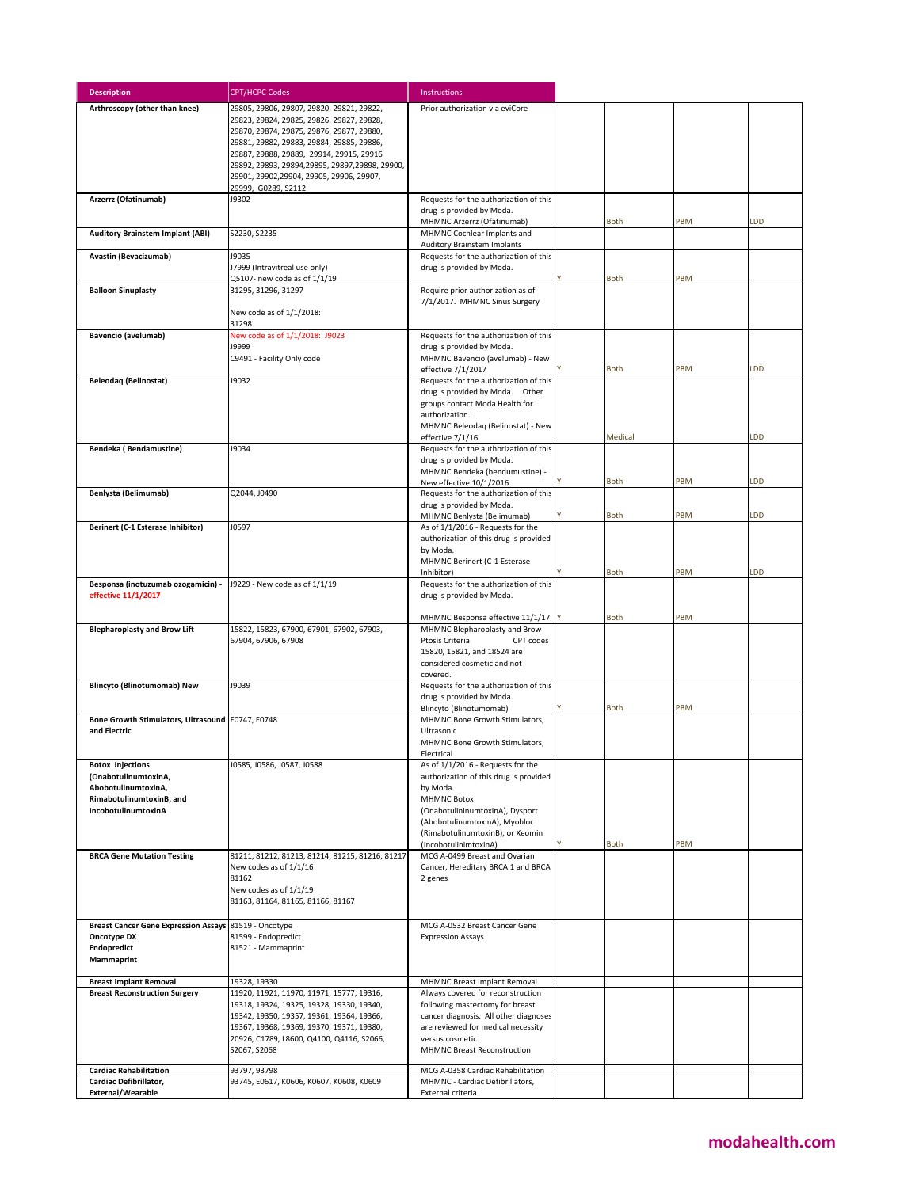| Description | CPT/HCPC Codes | Instructions | | | | |
|---|---|---|---|---|---|---|
| **Arthroscopy (other than knee)** | 29805, 29806, 29807, 29820, 29821, 29822, 29823, 29824, 29825, 29826, 29827, 29828, 29870, 29874, 29875, 29876, 29877, 29880, 29881, 29882, 29883, 29884, 29885, 29886, 29887, 29888, 29889, 29914, 29915, 29916 29892, 29893, 29894,29895, 29897,29898, 29900, 29901, 29902,29904, 29905, 29906, 29907, 29999, G0289, S2112 | Prior authorization via eviCore | | | | |
| **Arzerrz (Ofatinumab)** | J9302 | Requests for the authorization of this drug is provided by Moda. MHMNC Arzerrz (Ofatinumab) | | Both | PBM | LDD |
| **Auditory Brainstem Implant (ABI)** | S2230, S2235 | MHMNC Cochlear Implants and Auditory Brainstem Implants | | | | |
| **Avastin (Bevacizumab)** | J9035<br>J7999 (Intravitreal use only)<br>Q5107- new code as of 1/1/19 | Requests for the authorization of this drug is provided by Moda. | Y | Both | PBM | |
| **Balloon Sinuplasty** | 31295, 31296, 31297<br><br>New code as of 1/1/2018:<br>31298 | Require prior authorization as of 7/1/2017. MHMNC Sinus Surgery | | | | |
| **Bavencio (avelumab)** | New code as of 1/1/2018: J9023<br>J9999<br>C9491 - Facility Only code | Requests for the authorization of this drug is provided by Moda. MHMNC Bavencio (avelumab) - New effective 7/1/2017 | Y | Both | PBM | LDD |
| **Beleodaq (Belinostat)** | J9032 | Requests for the authorization of this drug is provided by Moda. Other groups contact Moda Health for authorization. MHMNC Beleodaq (Belinostat) - New effective 7/1/16 | | Medical | | LDD |
| **Bendeka ( Bendamustine)** | J9034 | Requests for the authorization of this drug is provided by Moda. MHMNC Bendeka (bendumustine) - New effective 10/1/2016 | Y | Both | PBM | LDD |
| **Benlysta (Belimumab)** | Q2044, J0490 | Requests for the authorization of this drug is provided by Moda. MHMNC Benlysta (Belimumab) | Y | Both | PBM | LDD |
| **Berinert (C-1 Esterase Inhibitor)** | J0597 | As of 1/1/2016 - Requests for the authorization of this drug is provided by Moda. MHMNC Berinert (C-1 Esterase Inhibitor) | Y | Both | PBM | LDD |
| **Besponsa (inotuzumab ozogamicin) - effective 11/1/2017** | J9229 - New code as of 1/1/19 | Requests for the authorization of this drug is provided by Moda.<br><br>MHMNC Besponsa effective 11/1/17 | Y | Both | PBM | |
| **Blepharoplasty and Brow Lift** | 15822, 15823, 67900, 67901, 67902, 67903, 67904, 67906, 67908 | MHMNC Blepharoplasty and Brow Ptosis Criteria CPT codes 15820, 15821, and 18524 are considered cosmetic and not covered. | | | | |
| **Blincyto (Blinotumomab) New** | J9039 | Requests for the authorization of this drug is provided by Moda. Blincyto (Blinotumomab) | Y | Both | PBM | |
| **Bone Growth Stimulators, Ultrasound and Electric** | E0747, E0748 | MHMNC Bone Growth Stimulators, Ultrasonic<br>MHMNC Bone Growth Stimulators, Electrical | | | | |
| **Botox Injections (OnabotulinumtoxinA, AbobotulinumtoxinA, RimabotulinumtoxinB, and IncobotulinumtoxinA** | J0585, J0586, J0587, J0588 | As of 1/1/2016 - Requests for the authorization of this drug is provided by Moda.<br>MHMNC Botox (OnabotulininumtoxinA), Dysport (AbobotulinumtoxinA), Myobloc (RimabotulinumtoxinB), or Xeomin (IncobotulinimtoxinA) | Y | Both | PBM | |
| **BRCA Gene Mutation Testing** | 81211, 81212, 81213, 81214, 81215, 81216, 81217<br>New codes as of 1/1/16<br>81162<br>New codes as of 1/1/19<br>81163, 81164, 81165, 81166, 81167 | MCG A-0499 Breast and Ovarian Cancer, Hereditary BRCA 1 and BRCA 2 genes | | | | |
| **Breast Cancer Gene Expression Assays Oncotype DX Endopredict Mammaprint** | 81519 - Oncotype<br>81599 - Endopredict<br>81521 - Mammaprint | MCG A-0532 Breast Cancer Gene Expression Assays | | | | |
| **Breast Implant Removal** | 19328, 19330 | MHMNC Breast Implant Removal | | | | |
| **Breast Reconstruction Surgery** | 11920, 11921, 11970, 11971, 15777, 19316, 19318, 19324, 19325, 19328, 19330, 19340, 19342, 19350, 19357, 19361, 19364, 19366, 19367, 19368, 19369, 19370, 19371, 19380, 20926, C1789, L8600, Q4100, Q4116, S2066, S2067, S2068 | Always covered for reconstruction following mastectomy for breast cancer diagnosis. All other diagnoses are reviewed for medical necessity versus cosmetic.<br>MHMNC Breast Reconstruction | | | | |
| **Cardiac Rehabilitation** | 93797, 93798 | MCG A-0358 Cardiac Rehabilitation | | | | |
| **Cardiac Defibrillator, External/Wearable** | 93745, E0617, K0606, K0607, K0608, K0609 | MHMNC - Cardiac Defibrillators, External criteria | | | | |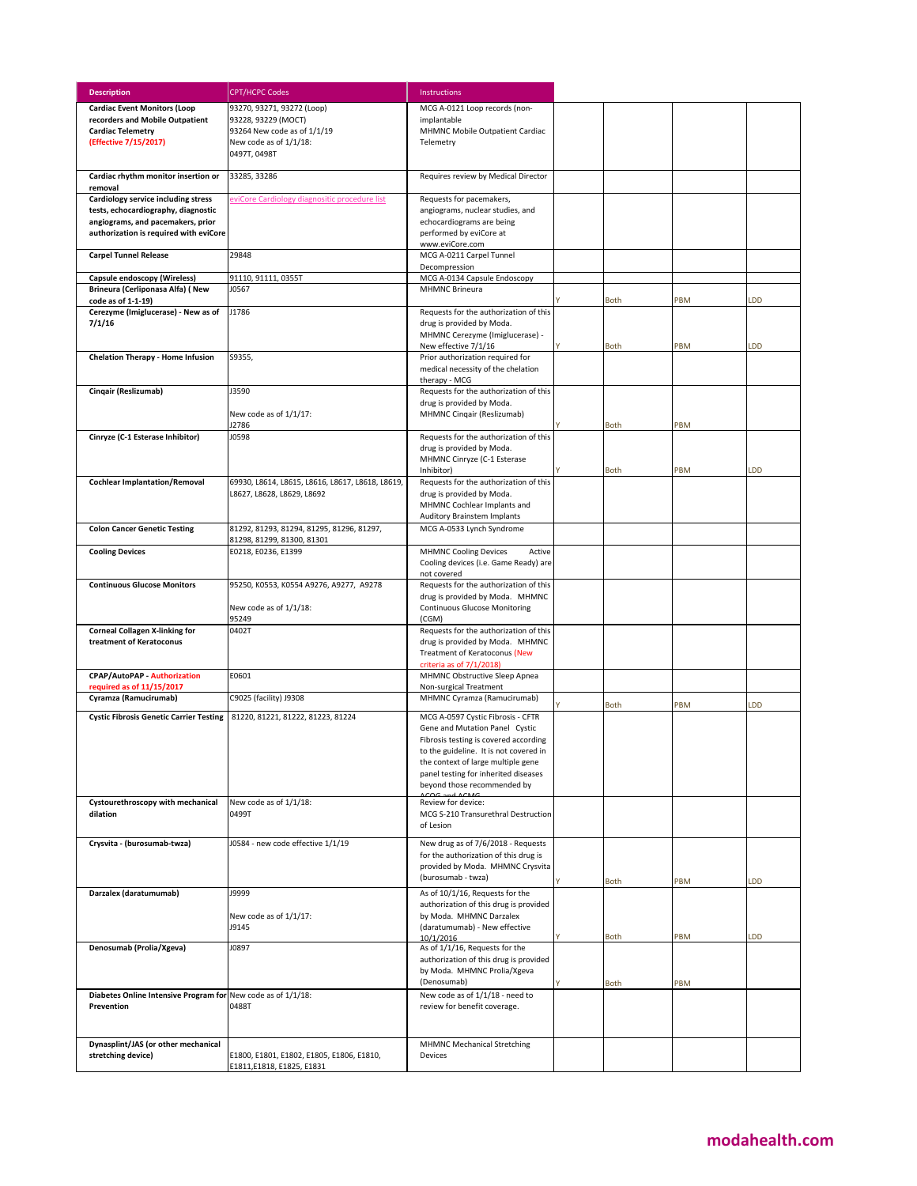| Description | CPT/HCPC Codes | Instructions | | | | |
|---|---|---|---|---|---|---|
| **Cardiac Event Monitors (Loop recorders and Mobile Outpatient Cardiac Telemetry (Effective 7/15/2017)** | 93270, 93271, 93272 (Loop) 93228, 93229 (MOCT) 93264 New code as of 1/1/19 New code as of 1/1/18: 0497T, 0498T | MCG A-0121 Loop records (non-implantable MHMNC Mobile Outpatient Cardiac Telemetry | | | | |
| **Cardiac rhythm monitor insertion or removal** | 33285, 33286 | Requires review by Medical Director | | | | |
| **Cardiology service including stress tests, echocardiography, diagnostic angiograms, and pacemakers, prior authorization is required with eviCore** | eviCore Cardiology diagnositic procedure list | Requests for pacemakers, angiograms, nuclear studies, and echocardiograms are being performed by eviCore at www.eviCore.com | | | | |
| **Carpel Tunnel Release** | 29848 | MCG A-0211 Carpel Tunnel Decompression | | | | |
| **Capsule endoscopy (Wireless)** | 91110, 91111, 0355T | MCG A-0134 Capsule Endoscopy | | | | |
| **Brineura (Cerliponasa Alfa) ( New code as of 1-1-19)** | J0567 | MHMNC Brineura | Y | Both | PBM | LDD |
| **Cerezyme (Imiglucerase) - New as of 7/1/16** | J1786 | Requests for the authorization of this drug is provided by Moda. MHMNC Cerezyme (Imiglucerase) - New effective 7/1/16 | Y | Both | PBM | LDD |
| **Chelation Therapy - Home Infusion** | S9355, | Prior authorization required for medical necessity of the chelation therapy - MCG | | | | |
| **Cinqair (Reslizumab)** | J3590 New code as of 1/1/17: J2786 | Requests for the authorization of this drug is provided by Moda. MHMNC Cinqair (Reslizumab) | Y | Both | PBM | |
| **Cinryze (C-1 Esterase Inhibitor)** | J0598 | Requests for the authorization of this drug is provided by Moda. MHMNC Cinryze (C-1 Esterase Inhibitor) | Y | Both | PBM | LDD |
| **Cochlear Implantation/Removal** | 69930, L8614, L8615, L8616, L8617, L8618, L8619, L8627, L8628, L8629, L8692 | Requests for the authorization of this drug is provided by Moda. MHMNC Cochlear Implants and Auditory Brainstem Implants | | | | |
| **Colon Cancer Genetic Testing** | 81292, 81293, 81294, 81295, 81296, 81297, 81298, 81299, 81300, 81301 | MCG A-0533 Lynch Syndrome | | | | |
| **Cooling Devices** | E0218, E0236, E1399 | MHMNC Cooling Devices Active Cooling devices (i.e. Game Ready) are not covered | | | | |
| **Continuous Glucose Monitors** | 95250, K0553, K0554 A9276, A9277, A9278 New code as of 1/1/18: 95249 | Requests for the authorization of this drug is provided by Moda. MHMNC Continuous Glucose Monitoring (CGM) | | | | |
| **Corneal Collagen X-linking for treatment of Keratoconus** | 0402T | Requests for the authorization of this drug is provided by Moda. MHMNC Treatment of Keratoconus (New criteria as of 7/1/2018) | | | | |
| **CPAP/AutoPAP - Authorization required as of 11/15/2017** | E0601 | MHMNC Obstructive Sleep Apnea Non-surgical Treatment | | | | |
| **Cyramza (Ramucirumab)** | C9025 (facility) J9308 | MHMNC Cyramza (Ramucirumab) | Y | Both | PBM | LDD |
| **Cystic Fibrosis Genetic Carrier Testing** | 81220, 81221, 81222, 81223, 81224 | MCG A-0597 Cystic Fibrosis - CFTR Gene and Mutation Panel Cystic Fibrosis testing is covered according to the guideline. It is not covered in the context of large multiple gene panel testing for inherited diseases beyond those recommended by ACOG and ACMG | | | | |
| **Cystourethroscopy with mechanical dilation** | New code as of 1/1/18: 0499T | Review for device: MCG S-210 Transurethral Destruction of Lesion | | | | |
| **Crysvita - (burosumab-twza)** | J0584 - new code effective 1/1/19 | New drug as of 7/6/2018 - Requests for the authorization of this drug is provided by Moda. MHMNC Crysvita (burosumab - twza) | Y | Both | PBM | LDD |
| **Darzalex (daratumumab)** | J9999 New code as of 1/1/17: J9145 | As of 10/1/16, Requests for the authorization of this drug is provided by Moda. MHMNC Darzalex (daratumumab) - New effective 10/1/2016 | Y | Both | PBM | LDD |
| **Denosumab (Prolia/Xgeva)** | J0897 | As of 1/1/16, Requests for the authorization of this drug is provided by Moda. MHMNC Prolia/Xgeva (Denosumab) | Y | Both | PBM | |
| **Diabetes Online Intensive Program for Prevention** | New code as of 1/1/18: 0488T | New code as of 1/1/18 - need to review for benefit coverage. | | | | |
| **Dynasplint/JAS (or other mechanical stretching device)** | E1800, E1801, E1802, E1805, E1806, E1810, E1811,E1818, E1825, E1831 | MHMNC Mechanical Stretching Devices | | | | |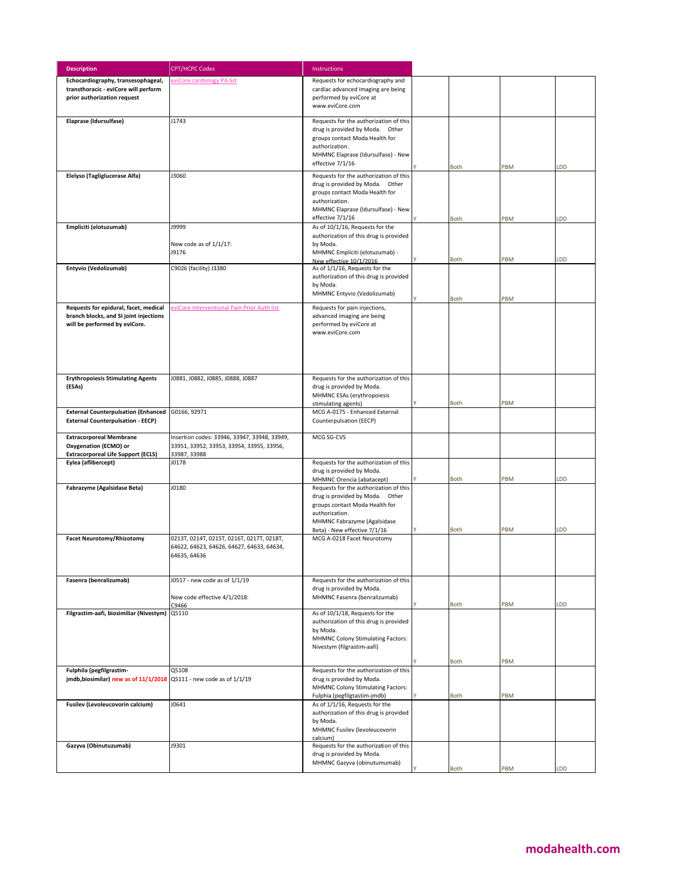| Description | CPT/HCPC Codes | Instructions | | | | |
|---|---|---|---|---|---|---|
| **Echocardiography, transesophageal, transthoracic - eviCore will perform prior authorization request** | eviCore cardiology PA list | Requests for echocardiography and cardiac advanced imaging are being performed by eviCore at www.eviCore.com | | | | |
| **Elaprase (Idursulfase)** | J1743 | Requests for the authorization of this drug is provided by Moda. Other groups contact Moda Health for authorization.<br>MHMNC Elaprase (Idursulfase) - New effective 7/1/16 | Y | Both | PBM | LDD |
| **Elelyso (Tagliglucerase Alfa)** | J3060 | Requests for the authorization of this drug is provided by Moda. Other groups contact Moda Health for authorization.<br>MHMNC Elaprase (Idursulfase) - New effective 7/1/16 | Y | Both | PBM | LDD |
| **Empliciti (elotuzumab)** | J9999<br><br>New code as of 1/1/17:<br>J9176 | As of 10/1/16, Requests for the authorization of this drug is provided by Moda.<br>MHMNC Empliciti (elotuzumab) - New effective 10/1/2016 | Y | Both | PBM | LDD |
| **Entyvio (Vedolizumab)** | C9026 (facility) J3380 | As of 1/1/16, Requests for the authorization of this drug is provided by Moda.<br>MHMNC Entyvio (Vedolizumab) | Y | Both | PBM | |
| **Requests for epidural, facet, medical branch blocks, and SI joint injections will be performed by eviCore.** | eviCore Interventional Pain Prior Auth list | Requests for pain injections, advanced imaging are being performed by eviCore at www.eviCore.com | | | | |
| **Erythropoiesis Stimulating Agents (ESAs)** | J0881, J0882, J0885, J0888, J0887 | Requests for the authorization of this drug is provided by Moda.<br>MHMNC ESAs (erythropoiesis stimulating agents) | Y | Both | PBM | |
| **External Counterpulsation (Enhanced External Counterpulsation - EECP)** | G0166, 92971 | MCG A-0175 - Enhanced External Counterpulsation (EECP) | | | | |
| **Extracorporeal Membrane Oxygenation (ECMO) or Extracorporeal Life Support (ECLS)** | Insertion codes: 33946, 33947, 33948, 33949, 33951, 33952, 33953, 33954, 33955, 33956, 33987, 33988 | MCG SG-CVS | | | | |
| **Eylea (aflibercept)** | J0178 | Requests for the authorization of this drug is provided by Moda.<br>MHMNC Orencia (abatacept) | Y | Both | PBM | LDD |
| **Fabrazyme (Agalsidase Beta)** | J0180 | Requests for the authorization of this drug is provided by Moda. Other groups contact Moda Health for authorization.<br>MHMNC Fabrazyme (Agalsidase Beta) - New effective 7/1/16 | Y | Both | PBM | LDD |
| **Facet Neurotomy/Rhizotomy** | 0213T, 0214T, 0215T, 0216T, 0217T, 0218T, 64622, 64623, 64626, 64627, 64633, 64634, 64635, 64636 | MCG A-0218 Facet Neurotomy | | | | |
| **Fasenra (benralizumab)** | J0517 - new code as of 1/1/19<br><br>New code effective 4/1/2018:<br>C9466 | Requests for the authorization of this drug is provided by Moda.<br>MHMNC Fasenra (benralizumab) | Y | Both | PBM | LDD |
| **Filgrastim-aafi, biosimiliar (Nivestym)** | Q5110 | As of 10/1/18, Requests for the authorization of this drug is provided by Moda.<br>MHMNC Colony Stimulating Factors: Nivestym (filgrastim-aafi) | Y | Both | PBM | |
| **Fulphila (pegfilgrastim-jmdb,biosimilar) new as of 11/1/2018** | Q5108<br>Q5111 - new code as of 1/1/19 | Requests for the authorization of this drug is provided by Moda.<br>MHMNC Colony Stimulating Factors: Fulphia (pegfilgtastim-jmdb) | Y | Both | PBM | |
| **Fusilev (Levoleucovorin calcium)** | J0641 | As of 1/1/16, Requests for the authorization of this drug is provided by Moda.<br>MHMNC Fusilev (levoleucovorin calcium) | | | | |
| **Gazyva (Obinutuzumab)** | J9301 | Requests for the authorization of this drug is provided by Moda.<br>MHMNC Gazyva (obinutumumab) | Y | Both | PBM | LDD |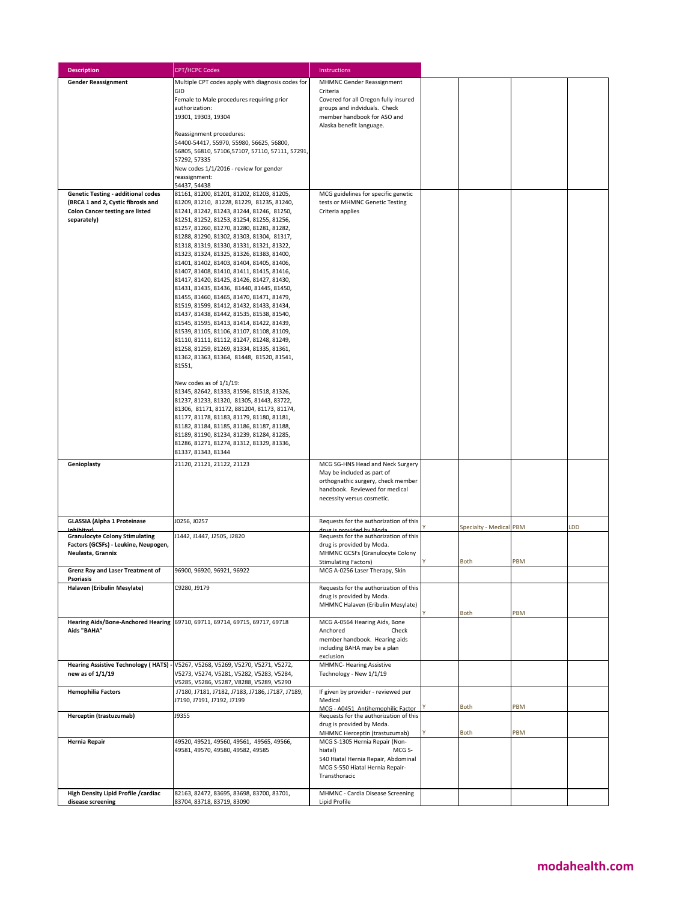| Description | CPT/HCPC Codes | Instructions | | | | |
|---|---|---|---|---|---|---|
| **Gender Reassignment** | Multiple CPT codes apply with diagnosis codes for GID<br>Female to Male procedures requiring prior authorization:<br>19301, 19303, 19304<br><br>Reassignment procedures:<br>54400-54417, 55970, 55980, 56625, 56800, 56805, 56810, 57106,57107, 57110, 57111, 57291, 57292, 57335<br>New codes 1/1/2016 - review for gender reassignment:<br>54437, 54438 | MHMNC Gender Reassignment Criteria<br>Covered for all Oregon fully insured groups and indviduals. Check member handbook for ASO and Alaska benefit language. | | | | |
| **Genetic Testing - additional codes (BRCA 1 and 2, Cystic fibrosis and Colon Cancer testing are listed separately)** | 81161, 81200, 81201, 81202, 81203, 81205, 81209, 81210, 81228, 81229, 81235, 81240, 81241, 81242, 81243, 81244, 81246, 81250, 81251, 81252, 81253, 81254, 81255, 81256, 81257, 81260, 81270, 81280, 81281, 81282, 81288, 81290, 81302, 81303, 81304, 81317, 81318, 81319, 81330, 81331, 81321, 81322, 81323, 81324, 81325, 81326, 81383, 81400, 81401, 81402, 81403, 81404, 81405, 81406, 81407, 81408, 81410, 81411, 81415, 81416, 81417, 81420, 81425, 81426, 81427, 81430, 81431, 81435, 81436, 81440, 81445, 81450, 81455, 81460, 81465, 81470, 81471, 81479, 81519, 81599, 81412, 81432, 81433, 81434, 81437, 81438, 81442, 81535, 81538, 81540, 81545, 81595, 81413, 81414, 81422, 81439, 81539, 81105, 81106, 81107, 81108, 81109, 81110, 81111, 81112, 81247, 81248, 81249, 81258, 81259, 81269, 81334, 81335, 81361, 81362, 81363, 81364, 81448, 81520, 81541, 81551,<br><br>New codes as of 1/1/19:<br>81345, 82642, 81333, 81596, 81518, 81326, 81237, 81233, 81320, 81305, 81443, 83722, 81306, 81171, 81172, 881204, 81173, 81174, 81177, 81178, 81183, 81179, 81180, 81181, 81182, 81184, 81185, 81186, 81187, 81188, 81189, 81190, 81234, 81239, 81284, 81285, 81286, 81271, 81274, 81312, 81329, 81336, 81337, 81343, 81344 | MCG guidelines for specific genetic tests or MHMNC Genetic Testing Criteria applies | | | | |
| **Genioplasty** | 21120, 21121, 21122, 21123 | MCG SG-HNS Head and Neck Surgery May be included as part of orthognathic surgery, check member handbook. Reviewed for medical necessity versus cosmetic. | | | | |
| **GLASSIA (Alpha 1 Proteinase Inhibitor)** | J0256, J0257 | Requests for the authorization of this drug is provided by Moda. | Y | Specialty - Medical | PBM | LDD |
| **Granulocyte Colony Stimulating Factors (GCSFs) - Leukine, Neupogen, Neulasta, Granix** | J1442, J1447, J2505, J2820 | Requests for the authorization of this drug is provided by Moda. MHMNC GCSFs (Granulocyte Colony Stimulating Factors) | Y | Both | PBM | |
| **Grenz Ray and Laser Treatment of Psoriasis** | 96900, 96920, 96921, 96922 | MCG A-0256 Laser Therapy, Skin | | | | |
| **Halaven (Eribulin Mesylate)** | C9280, J9179 | Requests for the authorization of this drug is provided by Moda. MHMNC Halaven (Eribulin Mesylate) | Y | Both | PBM | |
| **Hearing Aids/Bone-Anchored Hearing Aids "BAHA"** | 69710, 69711, 69714, 69715, 69717, 69718 | MCG A-0564 Hearing Aids, Bone Anchored Check member handbook. Hearing aids including BAHA may be a plan exclusion | | | | |
| **Hearing Assistive Technology ( HATS) - new as of 1/1/19** | V5267, V5268, V5269, V5270, V5271, V5272, V5273, V5274, V5281, V5282, V5283, V5284, V5285, V5286, V5287, V8288, V5289, V5290 | MHMNC- Hearing Assistive Technology - New 1/1/19 | | | | |
| **Hemophilia Factors** | J7180, J7181, J7182, J7183, J7186, J7187, J7189, J7190, J7191, J7192, J7199 | If given by provider - reviewed per Medical<br>MCG - A0451 Antihemophilic Factor | Y | Both | PBM | |
| **Herceptin (trastuzumab)** | J9355 | Requests for the authorization of this drug is provided by Moda. MHMNC Herceptin (trastuzumab) | Y | Both | PBM | |
| **Hernia Repair** | 49520, 49521, 49560, 49561, 49565, 49566, 49581, 49570, 49580, 49582, 49585 | MCG S-1305 Hernia Repair (Non-hiatal) MCG S-540 Hiatal Hernia Repair, Abdominal MCG S-550 Hiatal Hernia Repair-Transthoracic | | | | |
| **High Density Lipid Profile /cardiac disease screening** | 82163, 82472, 83695, 83698, 83700, 83701, 83704, 83718, 83719, 83090 | MHMNC - Cardia Disease Screening Lipid Profile | | | | |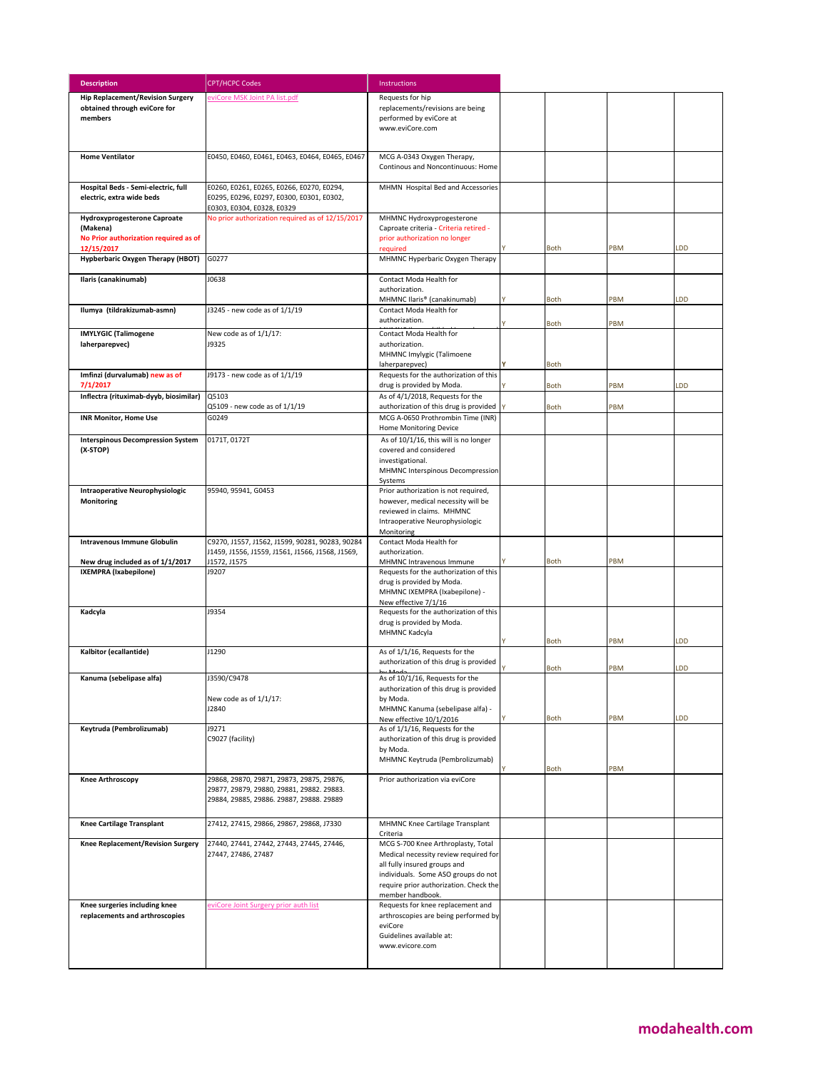| Description | CPT/HCPC Codes | Instructions | | | | |
|---|---|---|---|---|---|---|
| **Hip Replacement/Revision Surgery obtained through eviCore for members** | eviCore MSK Joint PA list.pdf | Requests for hip replacements/revisions are being performed by eviCore at www.eviCore.com | | | | |
| **Home Ventilator** | E0450, E0460, E0461, E0463, E0464, E0465, E0467 | MCG A-0343 Oxygen Therapy, Continous and Noncontinuous: Home | | | | |
| **Hospital Beds - Semi-electric, full electric, extra wide beds** | E0260, E0261, E0265, E0266, E0270, E0294, E0295, E0296, E0297, E0300, E0301, E0302, E0303, E0304, E0328, E0329 | MHMN Hospital Bed and Accessories | | | | |
| **Hydroxyprogesterone Caproate (Makena)** **No Prior authorization required as of 12/15/2017** | No prior authorization required as of 12/15/2017 | MHMNC Hydroxyprogesterone Caproate criteria - Criteria retired - prior authorization no longer required | Y | Both | PBM | LDD |
| **Hypberbaric Oxygen Therapy (HBOT)** | G0277 | MHMNC Hyperbaric Oxygen Therapy | | | | |
| **Ilaris (canakinumab)** | J0638 | Contact Moda Health for authorization. MHMNC Ilaris® (canakinumab) | Y | Both | PBM | LDD |
| **Ilumya (tildrakizumab-asmn)** | J3245 - new code as of 1/1/19 | Contact Moda Health for authorization. | Y | Both | PBM | |
| **IMYLYGIC (Talimogene laherparepvec)** | New code as of 1/1/17: J9325 | Contact Moda Health for authorization. MHMNC Imylygic (Talimoene laherparepvec) | Y | Both | | |
| **Imfinzi (durvalumab) new as of 7/1/2017** | J9173 - new code as of 1/1/19 | Requests for the authorization of this drug is provided by Moda. | Y | Both | PBM | LDD |
| **Inflectra (rituximab-dyyb, biosimilar)** | Q5103 Q5109 - new code as of 1/1/19 | As of 4/1/2018, Requests for the authorization of this drug is provided | Y | Both | PBM | |
| **INR Monitor, Home Use** | G0249 | MCG A-0650 Prothrombin Time (INR) Home Monitoring Device | | | | |
| **Interspinous Decompression System (X-STOP)** | 0171T, 0172T | As of 10/1/16, this will is no longer covered and considered investigational. MHMNC Interspinous Decompression Systems | | | | |
| **Intraoperative Neurophysiologic Monitoring** | 95940, 95941, G0453 | Prior authorization is not required, however, medical necessity will be reviewed in claims. MHMNC Intraoperative Neurophysiologic Monitoring | | | | |
| **Intravenous Immune Globulin** **New drug included as of 1/1/2017** | C9270, J1557, J1562, J1599, 90281, 90283, 90284 J1459, J1556, J1559, J1561, J1566, J1568, J1569, J1572, J1575 | Contact Moda Health for authorization. MHMNC Intravenous Immune | Y | Both | PBM | |
| **IXEMPRA (Ixabepilone)** | J9207 | Requests for the authorization of this drug is provided by Moda. MHMNC IXEMPRA (Ixabepilone) - New effective 7/1/16 | | | | |
| **Kadcyla** | J9354 | Requests for the authorization of this drug is provided by Moda. MHMNC Kadcyla | Y | Both | PBM | LDD |
| **Kalbitor (ecallantide)** | J1290 | As of 1/1/16, Requests for the authorization of this drug is provided by Moda | Y | Both | PBM | LDD |
| **Kanuma (sebelipase alfa)** | J3590/C9478 New code as of 1/1/17: J2840 | As of 10/1/16, Requests for the authorization of this drug is provided by Moda. MHMNC Kanuma (sebelipase alfa) - New effective 10/1/2016 | Y | Both | PBM | LDD |
| **Keytruda (Pembrolizumab)** | J9271 C9027 (facility) | As of 1/1/16, Requests for the authorization of this drug is provided by Moda. MHMNC Keytruda (Pembrolizumab) | Y | Both | PBM | |
| **Knee Arthroscopy** | 29868, 29870, 29871, 29873, 29875, 29876, 29877, 29879, 29880, 29881, 29882. 29883. 29884, 29885, 29886. 29887, 29888. 29889 | Prior authorization via eviCore | | | | |
| **Knee Cartilage Transplant** | 27412, 27415, 29866, 29867, 29868, J7330 | MHMNC Knee Cartilage Transplant Criteria | | | | |
| **Knee Replacement/Revision Surgery** | 27440, 27441, 27442, 27443, 27445, 27446, 27447, 27486, 27487 | MCG S-700 Knee Arthroplasty, Total Medical necessity review required for all fully insured groups and individuals. Some ASO groups do not require prior authorization. Check the member handbook. | | | | |
| **Knee surgeries including knee replacements and arthroscopies** | eviCore Joint Surgery prior auth list | Requests for knee replacement and arthroscopies are being performed by eviCore Guidelines available at: www.evicore.com | | | | |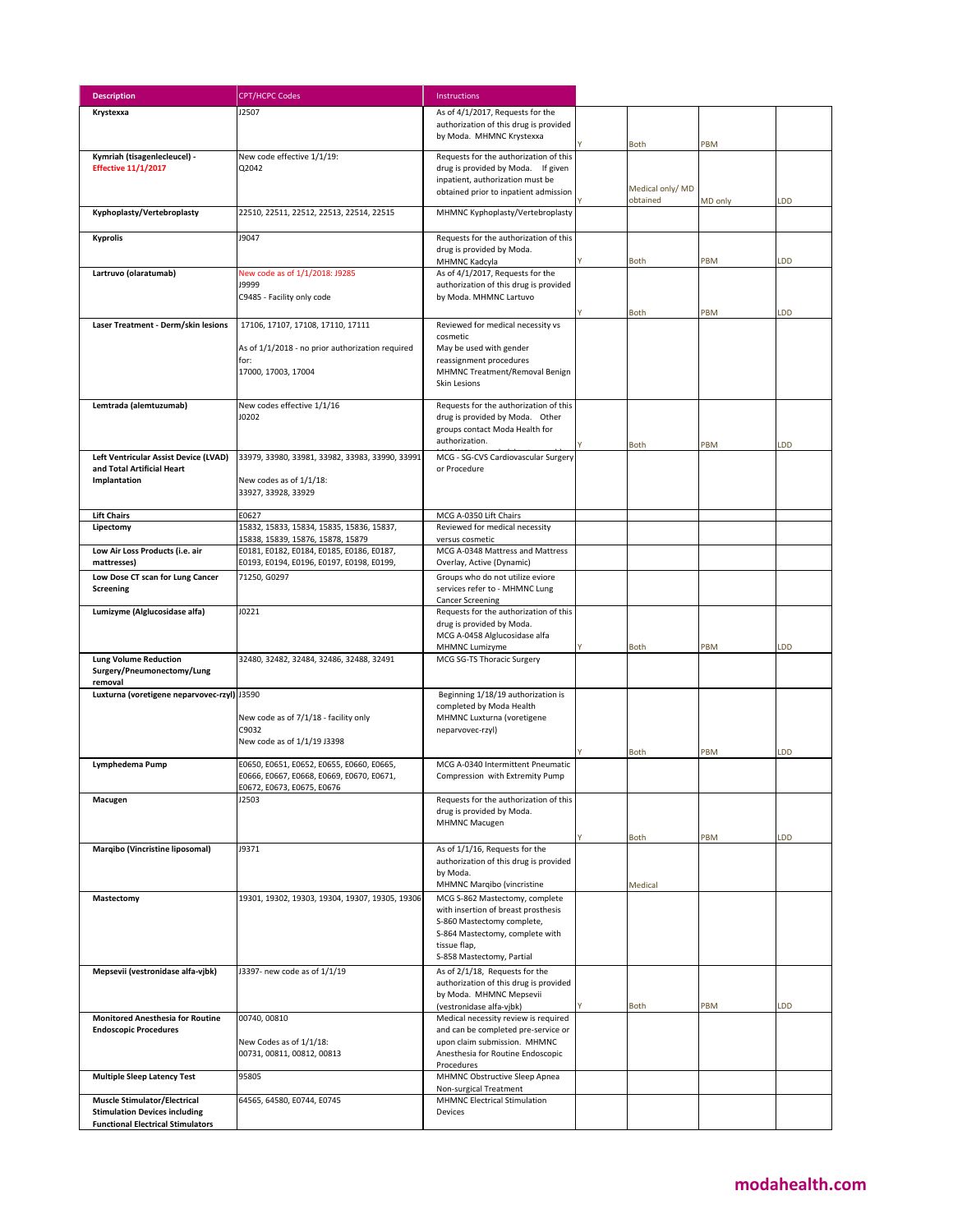| Description | CPT/HCPC Codes | Instructions | | | | |
|---|---|---|---|---|---|---|
| **Krystexxa** | J2507 | As of 4/1/2017, Requests for the authorization of this drug is provided by Moda. MHMNC Krystexxa | Y | Both | PBM | |
| **Kymriah (tisagenlecleucel) - Effective 11/1/2017** | New code effective 1/1/19: Q2042 | Requests for the authorization of this drug is provided by Moda. If given inpatient, authorization must be obtained prior to inpatient admission | Y | Medical only/ MD obtained | MD only | LDD |
| **Kyphoplasty/Vertebroplasty** | 22510, 22511, 22512, 22513, 22514, 22515 | MHMNC Kyphoplasty/Vertebroplasty | | | | |
| **Kyprolis** | J9047 | Requests for the authorization of this drug is provided by Moda. MHMNC Kadcyla | Y | Both | PBM | LDD |
| **Lartruvo (olaratumab)** | New code as of 1/1/2018: J9285<br>J9999<br>C9485 - Facility only code | As of 4/1/2017, Requests for the authorization of this drug is provided by Moda. MHMNC Lartruvo | Y | Both | PBM | LDD |
| **Laser Treatment - Derm/skin lesions** | 17106, 17107, 17108, 17110, 17111<br><br>As of 1/1/2018 - no prior authorization required for:<br>17000, 17003, 17004 | Reviewed for medical necessity vs cosmetic<br>May be used with gender reassignment procedures<br>MHMNC Treatment/Removal Benign Skin Lesions | | | | |
| **Lemtrada (alemtuzumab)** | New codes effective 1/1/16<br>J0202 | Requests for the authorization of this drug is provided by Moda. Other groups contact Moda Health for authorization. | Y | Both | PBM | LDD |
| **Left Ventricular Assist Device (LVAD) and Total Artificial Heart Implantation** | 33979, 33980, 33981, 33982, 33983, 33990, 33991<br><br>New codes as of 1/1/18:<br>33927, 33928, 33929 | MCG - SG-CVS Cardiovascular Surgery or Procedure | | | | |
| **Lift Chairs** | E0627 | MCG A-0350 Lift Chairs | | | | |
| **Lipectomy** | 15832, 15833, 15834, 15835, 15836, 15837, 15838, 15839, 15876, 15878, 15879 | Reviewed for medical necessity versus cosmetic | | | | |
| **Low Air Loss Products (i.e. air mattresses)** | E0181, E0182, E0184, E0185, E0186, E0187, E0193, E0194, E0196, E0197, E0198, E0199, | MCG A-0348 Mattress and Mattress Overlay, Active (Dynamic) | | | | |
| **Low Dose CT scan for Lung Cancer Screening** | 71250, G0297 | Groups who do not utilize eviore services refer to - MHMNC Lung Cancer Screening | | | | |
| **Lumizyme (Alglucosidase alfa)** | J0221 | Requests for the authorization of this drug is provided by Moda.<br>MCG A-0458 Alglucosidase alfa<br>MHMNC Lumizyme | Y | Both | PBM | LDD |
| **Lung Volume Reduction Surgery/Pneumonectomy/Lung removal** | 32480, 32482, 32484, 32486, 32488, 32491 | MCG SG-TS Thoracic Surgery | | | | |
| **Luxturna (voretigene neparvovec-rzyl)** | J3590<br><br>New code as of 7/1/18 - facility only<br>C9032<br>New code as of 1/1/19 J3398 | Beginning 1/18/19 authorization is completed by Moda Health<br>MHMNC Luxturna (voretigene neparvovec-rzyl) | Y | Both | PBM | LDD |
| **Lymphedema Pump** | E0650, E0651, E0652, E0655, E0660, E0665, E0666, E0667, E0668, E0669, E0670, E0671, E0672, E0673, E0675, E0676 | MCG A-0340 Intermittent Pneumatic Compression with Extremity Pump | | | | |
| **Macugen** | J2503 | Requests for the authorization of this drug is provided by Moda.<br>MHMNC Macugen | Y | Both | PBM | LDD |
| **Marqibo (Vincristine liposomal)** | J9371 | As of 1/1/16, Requests for the authorization of this drug is provided by Moda.<br>MHMNC Marqibo (vincristine | | Medical | | |
| **Mastectomy** | 19301, 19302, 19303, 19304, 19307, 19305, 19306 | MCG S-862 Mastectomy, complete with insertion of breast prosthesis<br>S-860 Mastectomy complete,<br>S-864 Mastectomy, complete with tissue flap,<br>S-858 Mastectomy, Partial | | | | |
| **Mepsevii (vestronidase alfa-vjbk)** | J3397- new code as of 1/1/19 | As of 2/1/18, Requests for the authorization of this drug is provided by Moda. MHMNC Mepsevii (vestronidase alfa-vjbk) | Y | Both | PBM | LDD |
| **Monitored Anesthesia for Routine Endoscopic Procedures** | 00740, 00810<br><br>New Codes as of 1/1/18:<br>00731, 00811, 00812, 00813 | Medical necessity review is required and can be completed pre-service or upon claim submission. MHMNC Anesthesia for Routine Endoscopic Procedures | | | | |
| **Multiple Sleep Latency Test** | 95805 | MHMNC Obstructive Sleep Apnea Non-surgical Treatment | | | | |
| **Muscle Stimulator/Electrical Stimulation Devices including Functional Electrical Stimulators** | 64565, 64580, E0744, E0745 | MHMNC Electrical Stimulation Devices | | | | |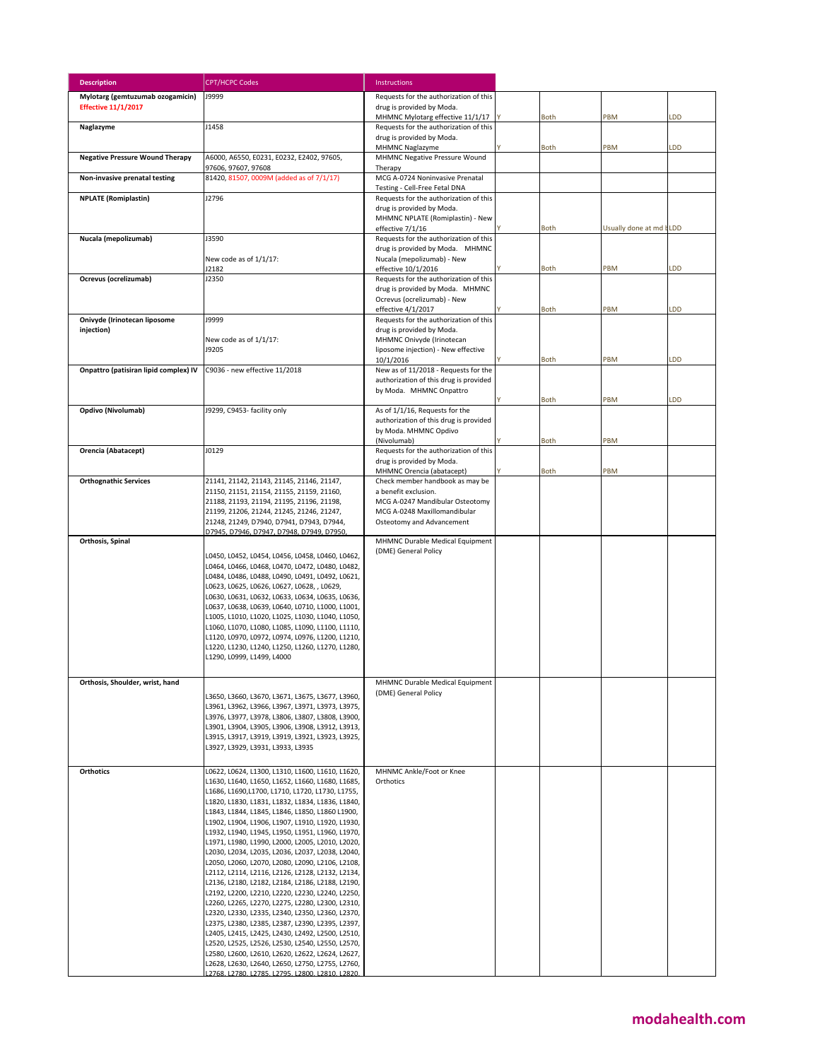| Description | CPT/HCPC Codes | Instructions | | | | |
|---|---|---|---|---|---|---|
| **Mylotarg (gemtuzumab ozogamicin)** **Effective 11/1/2017** | J9999 | Requests for the authorization of this drug is provided by Moda. MHMNC Mylotarg effective 11/1/17 | Y | Both | PBM | LDD |
| **Naglazyme** | J1458 | Requests for the authorization of this drug is provided by Moda. MHMNC Naglazyme | Y | Both | PBM | LDD |
| **Negative Pressure Wound Therapy** | A6000, A6550, E0231, E0232, E2402, 97605, 97606, 97607, 97608 | MHMNC Negative Pressure Wound Therapy | | | | |
| **Non-invasive prenatal testing** | 81420, 81507, 0009M (added as of 7/1/17) | MCG A-0724 Noninvasive Prenatal Testing - Cell-Free Fetal DNA | | | | |
| **NPLATE (Romiplastin)** | J2796 | Requests for the authorization of this drug is provided by Moda. MHMNC NPLATE (Romiplastin) - New effective 7/1/16 | Y | Both | Usually done at md b | LDD |
| **Nucala (mepolizumab)** | J3590<br><br>New code as of 1/1/17:<br>J2182 | Requests for the authorization of this drug is provided by Moda. MHMNC Nucala (mepolizumab) - New effective 10/1/2016 | Y | Both | PBM | LDD |
| **Ocrevus (ocrelizumab)** | J2350 | Requests for the authorization of this drug is provided by Moda. MHMNC Ocrevus (ocrelizumab) - New effective 4/1/2017 | Y | Both | PBM | LDD |
| **Onivyde (Irinotecan liposome injection)** | J9999<br><br>New code as of 1/1/17:<br>J9205 | Requests for the authorization of this drug is provided by Moda. MHMNC Onivyde (Irinotecan liposome injection) - New effective 10/1/2016 | Y | Both | PBM | LDD |
| **Onpattro (patisiran lipid complex) IV** | C9036 - new effective 11/2018 | New as of 11/2018 - Requests for the authorization of this drug is provided by Moda. MHMNC Onpattro | Y | Both | PBM | LDD |
| **Opdivo (Nivolumab)** | J9299, C9453- facility only | As of 1/1/16, Requests for the authorization of this drug is provided by Moda. MHMNC Opdivo (Nivolumab) | Y | Both | PBM | |
| **Orencia (Abatacept)** | J0129 | Requests for the authorization of this drug is provided by Moda. MHMNC Orencia (abatacept) | Y | Both | PBM | |
| **Orthognathic Services** | 21141, 21142, 21143, 21145, 21146, 21147, 21150, 21151, 21154, 21155, 21159, 21160, 21188, 21193, 21194, 21195, 21196, 21198, 21199, 21206, 21244, 21245, 21246, 21247, 21248, 21249, D7940, D7941, D7943, D7944, D7945, D7946, D7947, D7948, D7949, D7950, | Check member handbook as may be a benefit exclusion. MCG A-0247 Mandibular Osteotomy MCG A-0248 Maxillomandibular Osteotomy and Advancement | | | | |
| **Orthosis, Spinal** | L0450, L0452, L0454, L0456, L0458, L0460, L0462, L0464, L0466, L0468, L0470, L0472, L0480, L0482, L0484, L0486, L0488, L0490, L0491, L0492, L0621, L0623, L0625, L0626, L0627, L0628, , L0629, L0630, L0631, L0632, L0633, L0634, L0635, L0636, L0637, L0638, L0639, L0640, L0710, L1000, L1001, L1005, L1010, L1020, L1025, L1030, L1040, L1050, L1060, L1070, L1080, L1085, L1090, L1100, L1110, L1120, L0970, L0972, L0974, L0976, L1200, L1210, L1220, L1230, L1240, L1250, L1260, L1270, L1280, L1290, L0999, L1499, L4000 | MHMNC Durable Medical Equipment (DME) General Policy | | | | |
| **Orthosis, Shoulder, wrist, hand** | L3650, L3660, L3670, L3671, L3675, L3677, L3960, L3961, L3962, L3966, L3967, L3971, L3973, L3975, L3976, L3977, L3978, L3806, L3807, L3808, L3900, L3901, L3904, L3905, L3906, L3908, L3912, L3913, L3915, L3917, L3919, L3921, L3923, L3925, L3927, L3929, L3931, L3933, L3935 | MHMNC Durable Medical Equipment (DME) General Policy | | | | |
| **Orthotics** | L0622, L0624, L1300, L1310, L1600, L1610, L1620, L1630, L1640, L1650, L1652, L1660, L1680, L1685, L1686, L1690,L1700, L1710, L1720, L1730, L1755, L1820, L1830, L1831, L1832, L1834, L1836, L1840, L1843, L1844, L1845, L1846, L1850, L1860 L1900, L1902, L1904, L1906, L1907, L1910, L1920, L1930, L1932, L1940, L1945, L1950, L1951, L1960, L1970, L1971, L1980, L1990, L2000, L2005, L2010, L2020, L2030, L2034, L2035, L2036, L2037, L2038, L2040, L2050, L2060, L2070, L2080, L2090, L2106, L2108, L2112, L2114, L2116, L2126, L2128, L2132, L2134, L2136, L2180, L2182, L2184, L2186, L2188, L2190, L2192, L2200, L2210, L2220, L2230, L2240, L2250, L2260, L2265, L2270, L2275, L2280, L2300, L2310, L2320, L2330, L2335, L2340, L2350, L2360, L2370, L2375, L2380, L2385, L2387, L2390, L2395, L2397, L2405, L2415, L2425, L2430, L2492, L2500, L2510, L2520, L2525, L2526, L2530, L2540, L2550, L2570, L2580, L2600, L2610, L2620, L2622, L2624, L2627, L2628, L2630, L2640, L2650, L2750, L2755, L2760, L2768, L2780, L2785, L2795, L2800, L2810, L2820, | MHNMC Ankle/Foot or Knee Orthotics | | | | |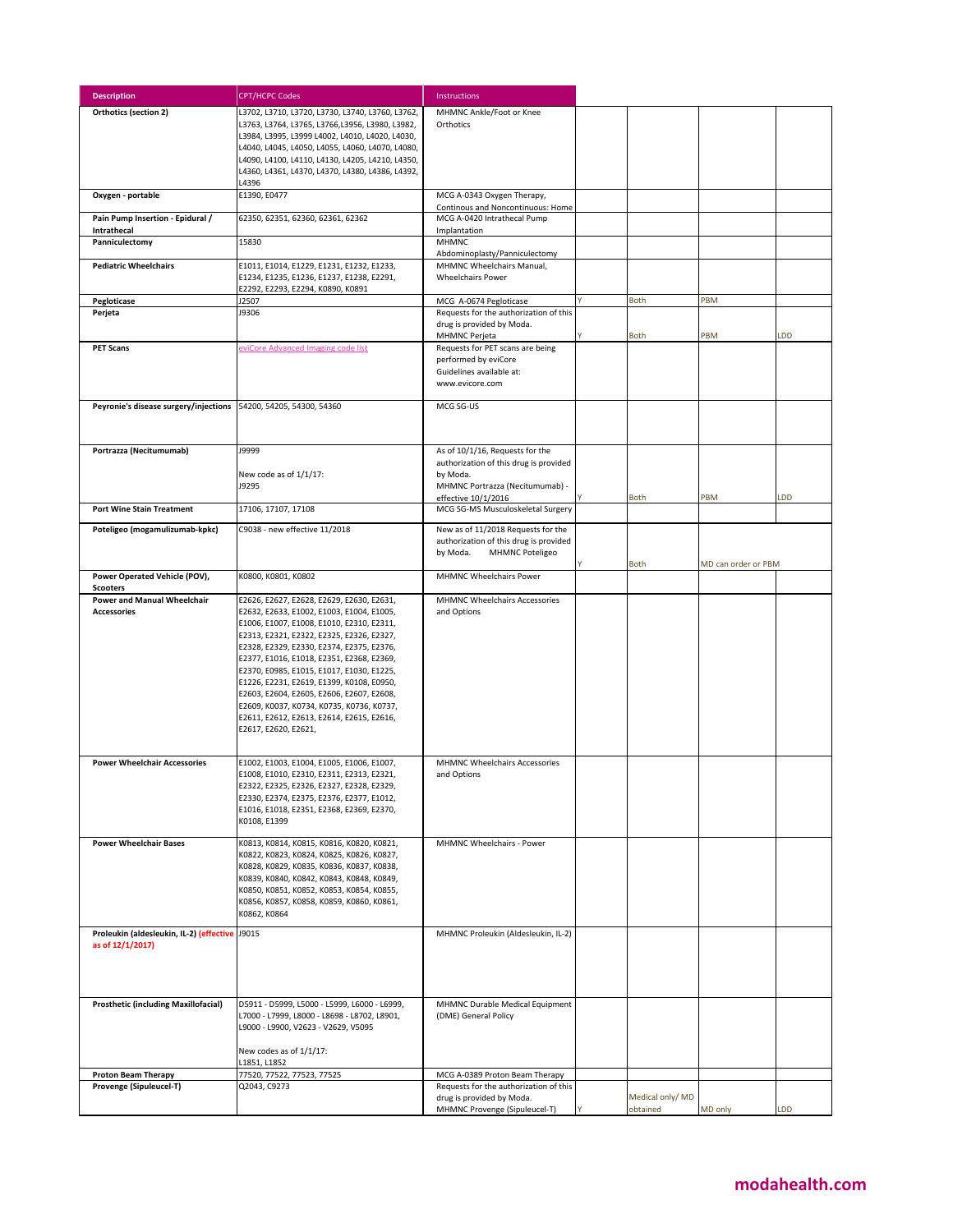| Description | CPT/HCPC Codes | Instructions | | | | |
|---|---|---|---|---|---|---|
| **Orthotics (section 2)** | L3702, L3710, L3720, L3730, L3740, L3760, L3762, L3763, L3764, L3765, L3766,L3956, L3980, L3982, L3984, L3995, L3999 L4002, L4010, L4020, L4030, L4040, L4045, L4050, L4055, L4060, L4070, L4080, L4090, L4100, L4110, L4130, L4205, L4210, L4350, L4360, L4361, L4370, L4370, L4380, L4386, L4392, L4396 | MHMNC Ankle/Foot or Knee Orthotics | | | | |
| **Oxygen - portable** | E1390, E0477 | MCG A-0343 Oxygen Therapy, Continous and Noncontinuous: Home | | | | |
| **Pain Pump Insertion - Epidural / Intrathecal** | 62350, 62351, 62360, 62361, 62362 | MCG A-0420 Intrathecal Pump Implantation | | | | |
| **Panniculectomy** | 15830 | MHMNC Abdominoplasty/Panniculectomy | | | | |
| **Pediatric Wheelchairs** | E1011, E1014, E1229, E1231, E1232, E1233, E1234, E1235, E1236, E1237, E1238, E2291, E2292, E2293, E2294, K0890, K0891 | MHMNC Wheelchairs Manual, Wheelchairs Power | | | | |
| **Pegloticase** | J2507 | MCG A-0674 Pegloticase | Y | Both | PBM | |
| **Perjeta** | J9306 | Requests for the authorization of this drug is provided by Moda. MHMNC Perjeta | Y | Both | PBM | LDD |
| **PET Scans** | eviCore Advanced Imaging code list | Requests for PET scans are being performed by eviCore Guidelines available at: www.evicore.com | | | | |
| **Peyronie's disease surgery/injections** | 54200, 54205, 54300, 54360 | MCG SG-US | | | | |
| **Portrazza (Necitumumab)** | J9999<br><br>New code as of 1/1/17:<br>J9295 | As of 10/1/16, Requests for the authorization of this drug is provided by Moda. MHMNC Portrazza (Necitumumab) - effective 10/1/2016 | Y | Both | PBM | LDD |
| **Port Wine Stain Treatment** | 17106, 17107, 17108 | MCG SG-MS Musculoskeletal Surgery | | | | |
| **Poteligeo (mogamulizumab-kpkc)** | C9038 - new effective 11/2018 | New as of 11/2018 Requests for the authorization of this drug is provided by Moda. MHMNC Poteligeo | Y | Both | MD can order or PBM | |
| **Power Operated Vehicle (POV), Scooters** | K0800, K0801, K0802 | MHMNC Wheelchairs Power | | | | |
| **Power and Manual Wheelchair Accessories** | E2626, E2627, E2628, E2629, E2630, E2631, E2632, E2633, E1002, E1003, E1004, E1005, E1006, E1007, E1008, E1010, E2310, E2311, E2313, E2321, E2322, E2325, E2326, E2327, E2328, E2329, E2330, E2374, E2375, E2376, E2377, E1016, E1018, E2351, E2368, E2369, E2370, E0985, E1015, E1017, E1030, E1225, E1226, E2231, E2619, E1399, K0108, E0950, E2603, E2604, E2605, E2606, E2607, E2608, E2609, K0037, K0734, K0735, K0736, K0737, E2611, E2612, E2613, E2614, E2615, E2616, E2617, E2620, E2621, | MHMNC Wheelchairs Accessories and Options | | | | |
| **Power Wheelchair Accessories** | E1002, E1003, E1004, E1005, E1006, E1007, E1008, E1010, E2310, E2311, E2313, E2321, E2322, E2325, E2326, E2327, E2328, E2329, E2330, E2374, E2375, E2376, E2377, E1012, E1016, E1018, E2351, E2368, E2369, E2370, K0108, E1399 | MHMNC Wheelchairs Accessories and Options | | | | |
| **Power Wheelchair Bases** | K0813, K0814, K0815, K0816, K0820, K0821, K0822, K0823, K0824, K0825, K0826, K0827, K0828, K0829, K0835, K0836, K0837, K0838, K0839, K0840, K0842, K0843, K0848, K0849, K0850, K0851, K0852, K0853, K0854, K0855, K0856, K0857, K0858, K0859, K0860, K0861, K0862, K0864 | MHMNC Wheelchairs - Power | | | | |
| **Proleukin (aldesleukin, IL-2) (effective as of 12/1/2017)** | J9015 | MHMNC Proleukin (Aldesleukin, IL-2) | | | | |
| **Prosthetic (including Maxillofacial)** | D5911 - D5999, L5000 - L5999, L6000 - L6999, L7000 - L7999, L8000 - L8698 - L8702, L8901, L9000 - L9900, V2623 - V2629, V5095<br><br>New codes as of 1/1/17:<br>L1851, L1852 | MHMNC Durable Medical Equipment (DME) General Policy | | | | |
| **Proton Beam Therapy** | 77520, 77522, 77523, 77525 | MCG A-0389 Proton Beam Therapy | | | | |
| **Provenge (Sipuleucel-T)** | Q2043, C9273 | Requests for the authorization of this drug is provided by Moda. MHMNC Provenge (Sipuleucel-T) | Y | Medical only/ MD obtained | MD only | LDD |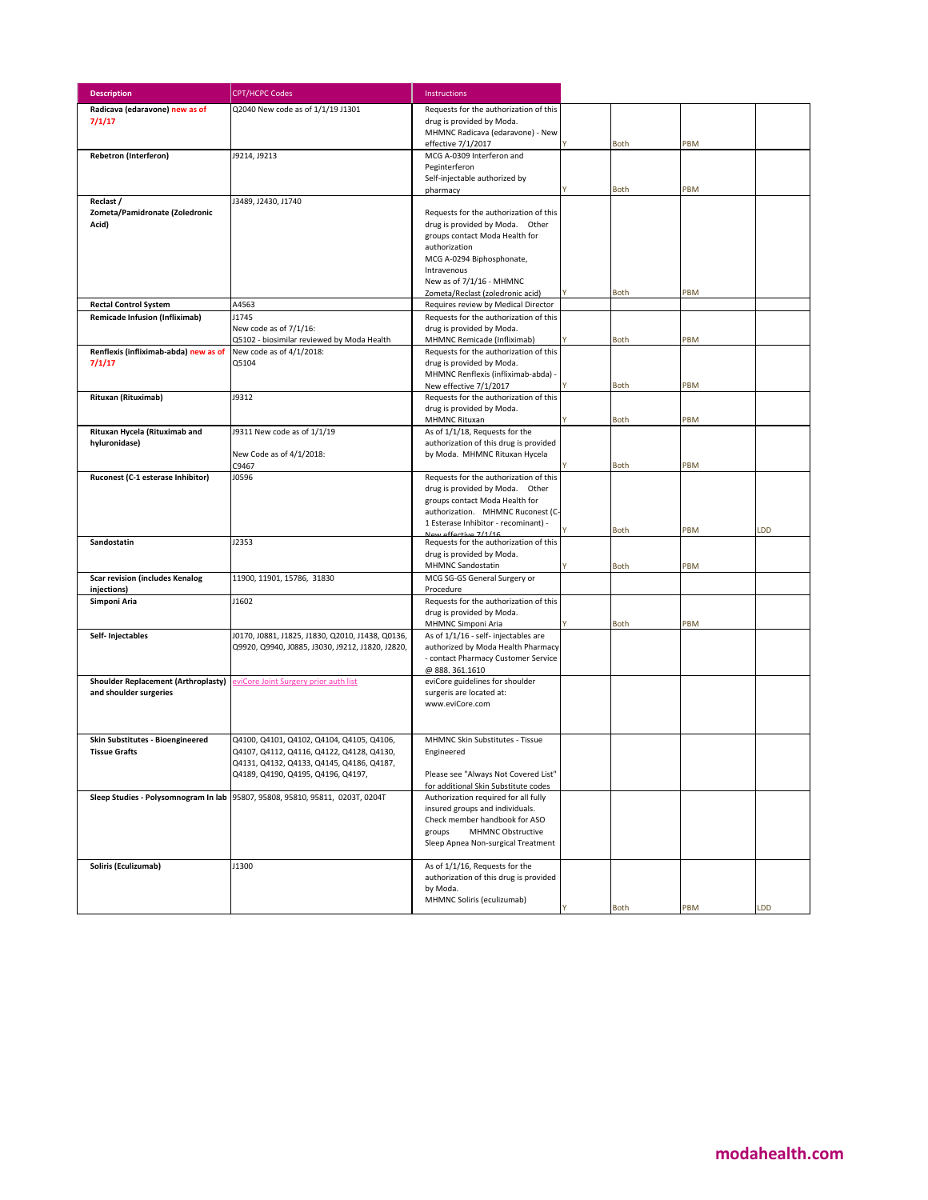| Description | CPT/HCPC Codes | Instructions | | | | |
|---|---|---|---|---|---|---|
| **Radicava (edaravone) new as of 7/1/17** | Q2040 New code as of 1/1/19 J1301 | Requests for the authorization of this drug is provided by Moda. MHMNC Radicava (edaravone) - New effective 7/1/2017 | Y | Both | PBM | |
| **Rebetron (Interferon)** | J9214, J9213 | MCG A-0309 Interferon and Peginterferon Self-injectable authorized by pharmacy | Y | Both | PBM | |
| **Reclast / Zometa/Pamidronate (Zoledronic Acid)** | J3489, J2430, J1740 | Requests for the authorization of this drug is provided by Moda. Other groups contact Moda Health for authorization MCG A-0294 Biphosphonate, Intravenous New as of 7/1/16 - MHMNC Zometa/Reclast (zoledronic acid) | Y | Both | PBM | |
| **Rectal Control System** | A4563 | Requires review by Medical Director | | | | |
| **Remicade Infusion (Infliximab)** | J1745<br>New code as of 7/1/16:<br>Q5102 - biosimilar reviewed by Moda Health | Requests for the authorization of this drug is provided by Moda. MHMNC Remicade (Infliximab) | Y | Both | PBM | |
| **Renflexis (infliximab-abda) new as of 7/1/17** | New code as of 4/1/2018:<br>Q5104 | Requests for the authorization of this drug is provided by Moda. MHMNC Renflexis (infliximab-abda) - New effective 7/1/2017 | Y | Both | PBM | |
| **Rituxan (Rituximab)** | J9312 | Requests for the authorization of this drug is provided by Moda. MHMNC Rituxan | Y | Both | PBM | |
| **Rituxan Hycela (Rituximab and hyluronidase)** | J9311 New code as of 1/1/19<br><br>New Code as of 4/1/2018:<br>C9467 | As of 1/1/18, Requests for the authorization of this drug is provided by Moda. MHMNC Rituxan Hycela | Y | Both | PBM | |
| **Ruconest (C-1 esterase Inhibitor)** | J0596 | Requests for the authorization of this drug is provided by Moda. Other groups contact Moda Health for authorization. MHMNC Ruconest (C-1 Esterase Inhibitor - recominant) - New effective 7/1/16 | Y | Both | PBM | LDD |
| **Sandostatin** | J2353 | Requests for the authorization of this drug is provided by Moda. MHMNC Sandostatin | Y | Both | PBM | |
| **Scar revision (includes Kenalog injections)** | 11900, 11901, 15786, 31830 | MCG SG-GS General Surgery or Procedure | | | | |
| **Simponi Aria** | J1602 | Requests for the authorization of this drug is provided by Moda. MHMNC Simponi Aria | Y | Both | PBM | |
| **Self- Injectables** | J0170, J0881, J1825, J1830, Q2010, J1438, Q0136, Q9920, Q9940, J0885, J3030, J9212, J1820, J2820, | As of 1/1/16 - self- injectables are authorized by Moda Health Pharmacy - contact Pharmacy Customer Service @ 888. 361.1610 | | | | |
| **Shoulder Replacement (Arthroplasty) and shoulder surgeries** | eviCore Joint Surgery prior auth list | eviCore guidelines for shoulder surgeris are located at: www.eviCore.com | | | | |
| **Skin Substitutes - Bioengineered Tissue Grafts** | Q4100, Q4101, Q4102, Q4104, Q4105, Q4106, Q4107, Q4112, Q4116, Q4122, Q4128, Q4130, Q4131, Q4132, Q4133, Q4145, Q4186, Q4187, Q4189, Q4190, Q4195, Q4196, Q4197, | MHMNC Skin Substitutes - Tissue Engineered<br><br>Please see "Always Not Covered List" for additional Skin Substitute codes | | | | |
| **Sleep Studies - Polysomnogram In lab** | 95807, 95808, 95810, 95811, 0203T, 0204T | Authorization required for all fully insured groups and individuals. Check member handbook for ASO groups MHMNC Obstructive Sleep Apnea Non-surgical Treatment | | | | |
| **Soliris (Eculizumab)** | J1300 | As of 1/1/16, Requests for the authorization of this drug is provided by Moda. MHMNC Soliris (eculizumab) | Y | Both | PBM | LDD |

modahealth.com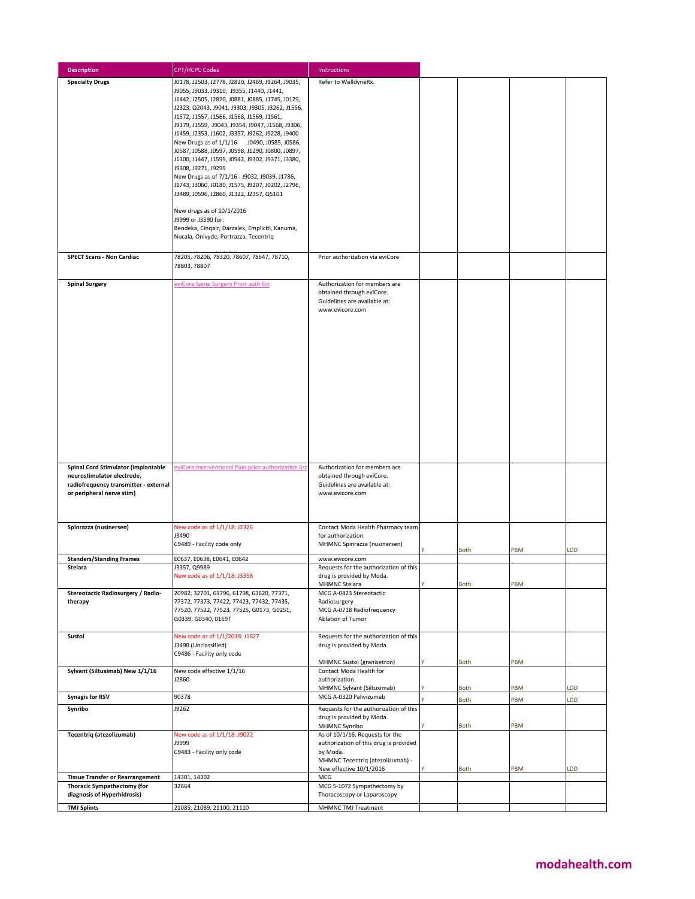| Description | CPT/HCPC Codes | Instructions | | | | |
|---|---|---|---|---|---|---|
| **Specialty Drugs** | J0178, J2503, J2778, J2820, J2469, J9264, J9035, J9055, J9033, J9310, J9355, J1440, J1441, J1442, J2505, J2820, J0881, J0885, J1745, J0129, J2323, Q2043, J9041, J9303, J9305, J3262, J1556, J1572, J1557, J1566, J1568, J1569, J1561, J9179, J1559, J9043, J9354, J9047, J1568, J9306, J1459, J2353, J1602, J3357, J9262, J9228, J9400<br>New Drugs as of 1/1/16 J0490, J0585, J0586, J0587, J0588, J0597, J0598, J1290, J0800, J0897, J1300, J1447, J1599, J0942, J9302, J9371, J3380, J9308, J9271, J9299<br>New Drugs as of 7/1/16 - J9032, J9039, J1786, J1743, J3060, J0180, J1575, J9207, J0202, J2796, J3489, J0596, J2860, J1322, J2357, Q5101<br><br>New drugs as of 10/1/2016<br>J9999 or J3590 for:<br>Bendeka, Cinqair, Darzalex, Empliciti, Kanuma, Nucala, Onivyde, Portrazza, Tecentriq | Refer to WelldyneRx. | | | | |
| **SPECT Scans - Non Cardiac** | 78205, 78206, 78320, 78607, 78647, 78710, 78803, 78807 | Prior authorization via eviCore | | | | |
| **Spinal Surgery** | eviCore Spine Surgery Prior auth list | Authorization for members are obtained through eviCore. Guidelines are available at: www.evicore.com | | | | |
| **Spinal Cord Stimulator (implantable neurostimulator electrode, radiofrequency transmitter - external or peripheral nerve stim)** | eviCore Interventional Pain prior authorization list | Authorization for members are obtained through eviCore. Guidelines are available at: www.evicore.com | | | | |
| **Spinrazza (nusinersen)** | New code as of 1/1/18: J2326<br>J3490<br>C9489 - Facility code only | Contact Moda Health Pharmacy team for authorization.<br>MHMNC Spinrazza (nusinersen) | Y | Both | PBM | LDD |
| **Standers/Standing Frames** | E0637, E0638, E0641, E0642 | www.evicore.com | | | | |
| **Stelara** | J3357, Q9989<br>New code as of 1/1/18: J3358 | Requests for the authorization of this drug is provided by Moda.<br>MHMNC Stelara | Y | Both | PBM | |
| **Stereotactic Radiosurgery / Radio-therapy** | 20982, 32701, 61796, 61798, 63620, 77371, 77372, 77373, 77422, 77423, 77432, 77435, 77520, 77522, 77523, 77525, G0173, G0251, G0339, G0340, 0169T | MCG A-0423 Stereotactic Radiosurgery<br>MCG A-0718 Radiofrequency Ablation of Tumor | | | | |
| **Sustol** | New code as of 1/1/2018: J1627<br>J3490 (Unclassified)<br>C9486 - Facility only code | Requests for the authorization of this drug is provided by Moda.<br><br>MHMNC Sustol (granisetron) | Y | Both | PBM | |
| **Sylvant (Siltuximab) New 1/1/16** | New code effective 1/1/16<br>J2860 | Contact Moda Health for authorization.<br>MHMNC Sylvant (Siltuximab) | Y | Both | PBM | LDD |
| **Synagis for RSV** | 90378 | MCG A-0320 Palivizumab | Y | Both | PBM | LDD |
| **Synribo** | J9262 | Requests for the authorization of this drug is provided by Moda.<br>MHMNC Synribo | Y | Both | PBM | |
| **Tecentriq (atezolizumab)** | New code as of 1/1/18: J9022<br>J9999<br>C9483 - Facility only code | As of 10/1/16, Requests for the authorization of this drug is provided by Moda.<br>MHMNC Tecentriq (atezolizumab) - New effective 10/1/2016 | Y | Both | PBM | LDD |
| **Tissue Transfer or Rearrangement** | 14301, 14302 | MCG | | | | |
| **Thoracic Sympathectomy (for diagnosis of Hyperhidrosis)** | 32664 | MCG S-1072 Sympathectomy by Thoracoscopy or Laparoscopy | | | | |
| **TMJ Splints** | 21085, 21089, 21100, 21110 | MHMNC TMJ Treatment | | | | |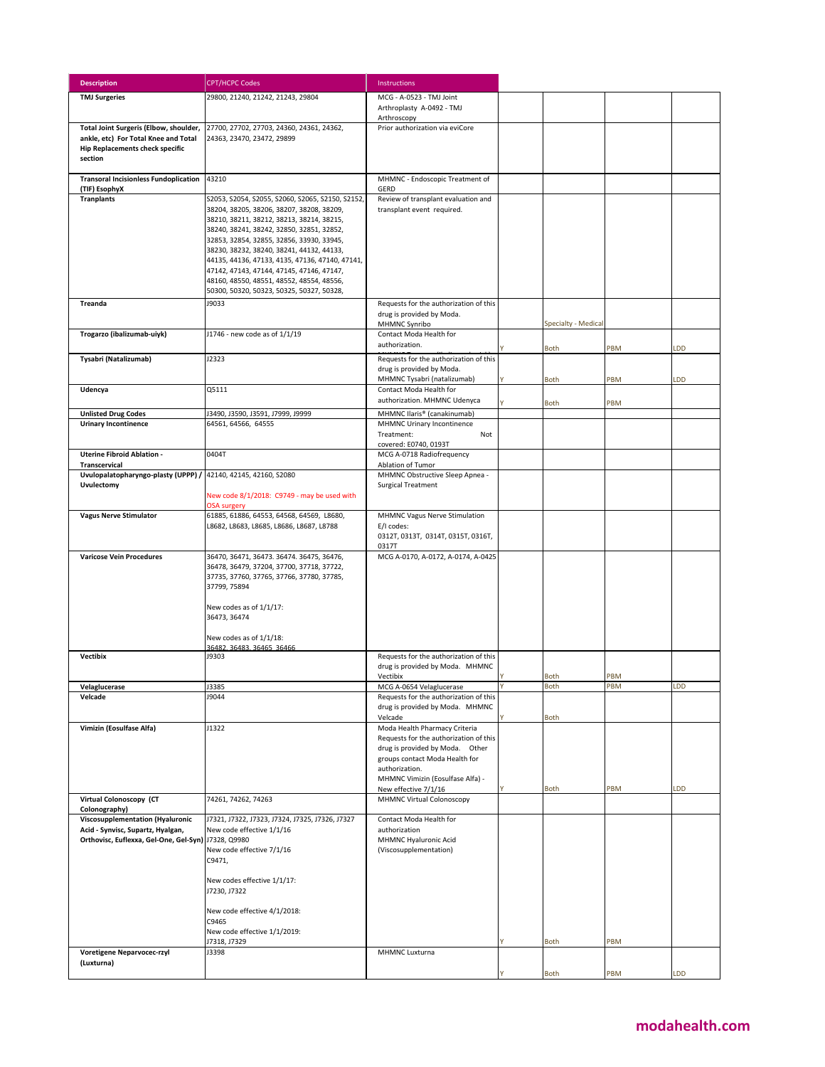| Description | CPT/HCPC Codes | Instructions | | | | |
|---|---|---|---|---|---|---|
| **TMJ Surgeries** | 29800, 21240, 21242, 21243, 29804 | MCG - A-0523 - TMJ Joint Arthroplasty A-0492 - TMJ Arthroscopy | | | | |
| **Total Joint Surgeris (Elbow, shoulder, ankle, etc) For Total Knee and Total Hip Replacements check specific section** | 27700, 27702, 27703, 24360, 24361, 24362, 24363, 23470, 23472, 29899 | Prior authorization via eviCore | | | | |
| **Transoral Incisionless Fundoplication (TIF) EsophyX** | 43210 | MHMNC - Endoscopic Treatment of GERD | | | | |
| **Tranplants** | S2053, S2054, S2055, S2060, S2065, S2150, S2152, 38204, 38205, 38206, 38207, 38208, 38209, 38210, 38211, 38212, 38213, 38214, 38215, 38240, 38241, 38242, 32850, 32851, 32852, 32853, 32854, 32855, 32856, 33930, 33945, 38230, 38232, 38240, 38241, 44132, 44133, 44135, 44136, 47133, 4135, 47136, 47140, 47141, 47142, 47143, 47144, 47145, 47146, 47147, 48160, 48550, 48551, 48552, 48554, 48556, 50300, 50320, 50323, 50325, 50327, 50328, | Review of transplant evaluation and transplant event required. | | | | |
| **Treanda** | J9033 | Requests for the authorization of this drug is provided by Moda. MHMNC Synribo | | Specialty - Medical | | |
| **Trogarzo (ibalizumab-uiyk)** | J1746 - new code as of 1/1/19 | Contact Moda Health for authorization. | Y | Both | PBM | LDD |
| **Tysabri (Natalizumab)** | J2323 | Requests for the authorization of this drug is provided by Moda. MHMNC Tysabri (natalizumab) | Y | Both | PBM | LDD |
| **Udencya** | Q5111 | Contact Moda Health for authorization. MHMNC Udenyca | Y | Both | PBM | |
| **Unlisted Drug Codes** | J3490, J3590, J3591, J7999, J9999 | MHMNC Ilaris® (canakinumab) | | | | |
| **Urinary Incontinence** | 64561, 64566, 64555 | MHMNC Urinary Incontinence Treatment: Not covered: E0740, 0193T | | | | |
| **Uterine Fibroid Ablation - Transcervical** | 0404T | MCG A-0718 Radiofrequency Ablation of Tumor | | | | |
| **Uvulopalatopharyngo-plasty (UPPP) / Uvulectomy** | 42140, 42145, 42160, S2080<br><br>New code 8/1/2018: C9749 - may be used with OSA surgery | MHMNC Obstructive Sleep Apnea - Surgical Treatment | | | | |
| **Vagus Nerve Stimulator** | 61885, 61886, 64553, 64568, 64569, L8680, L8682, L8683, L8685, L8686, L8687, L8788 | MHMNC Vagus Nerve Stimulation E/I codes: 0312T, 0313T, 0314T, 0315T, 0316T, 0317T | | | | |
| **Varicose Vein Procedures** | 36470, 36471, 36473. 36474. 36475, 36476, 36478, 36479, 37204, 37700, 37718, 37722, 37735, 37760, 37765, 37766, 37780, 37785, 37799, 75894<br><br>New codes as of 1/1/17: 36473, 36474<br><br>New codes as of 1/1/18: 36482, 36483, 36465, 36466 | MCG A-0170, A-0172, A-0174, A-0425 | | | | |
| **Vectibix** | J9303 | Requests for the authorization of this drug is provided by Moda. MHMNC Vectibix | Y | Both | PBM | |
| **Velaglucerase** | J3385 | MCG A-0654 Velaglucerase | Y | Both | PBM | LDD |
| **Velcade** | J9044 | Requests for the authorization of this drug is provided by Moda. MHMNC Velcade | Y | Both | | |
| **Vimizin (Eosulfase Alfa)** | J1322 | Moda Health Pharmacy Criteria Requests for the authorization of this drug is provided by Moda. Other groups contact Moda Health for authorization. MHMNC Vimizin (Eosulfase Alfa) - New effective 7/1/16 | Y | Both | PBM | LDD |
| **Virtual Colonoscopy (CT Colonography)** | 74261, 74262, 74263 | MHMNC Virtual Colonoscopy | | | | |
| **Viscosupplementation (Hyaluronic Acid - Synvisc, Supartz, Hyalgan, Orthovisc, Euflexxa, Gel-One, Gel-Syn)** | J7321, J7322, J7323, J7324, J7325, J7326, J7327<br>New code effective 1/1/16<br>J7328, Q9980<br>New code effective 7/1/16<br>C9471,<br><br>New codes effective 1/1/17:<br>J7230, J7322<br><br>New code effective 4/1/2018:<br>C9465<br>New code effective 1/1/2019:<br>J7318, J7329 | Contact Moda Health for authorization MHMNC Hyaluronic Acid (Viscosupplementation) | Y | Both | PBM | |
| **Voretigene Neparvocec-rzyl (Luxturna)** | J3398 | MHMNC Luxturna | Y | Both | PBM | LDD |

modahealth.com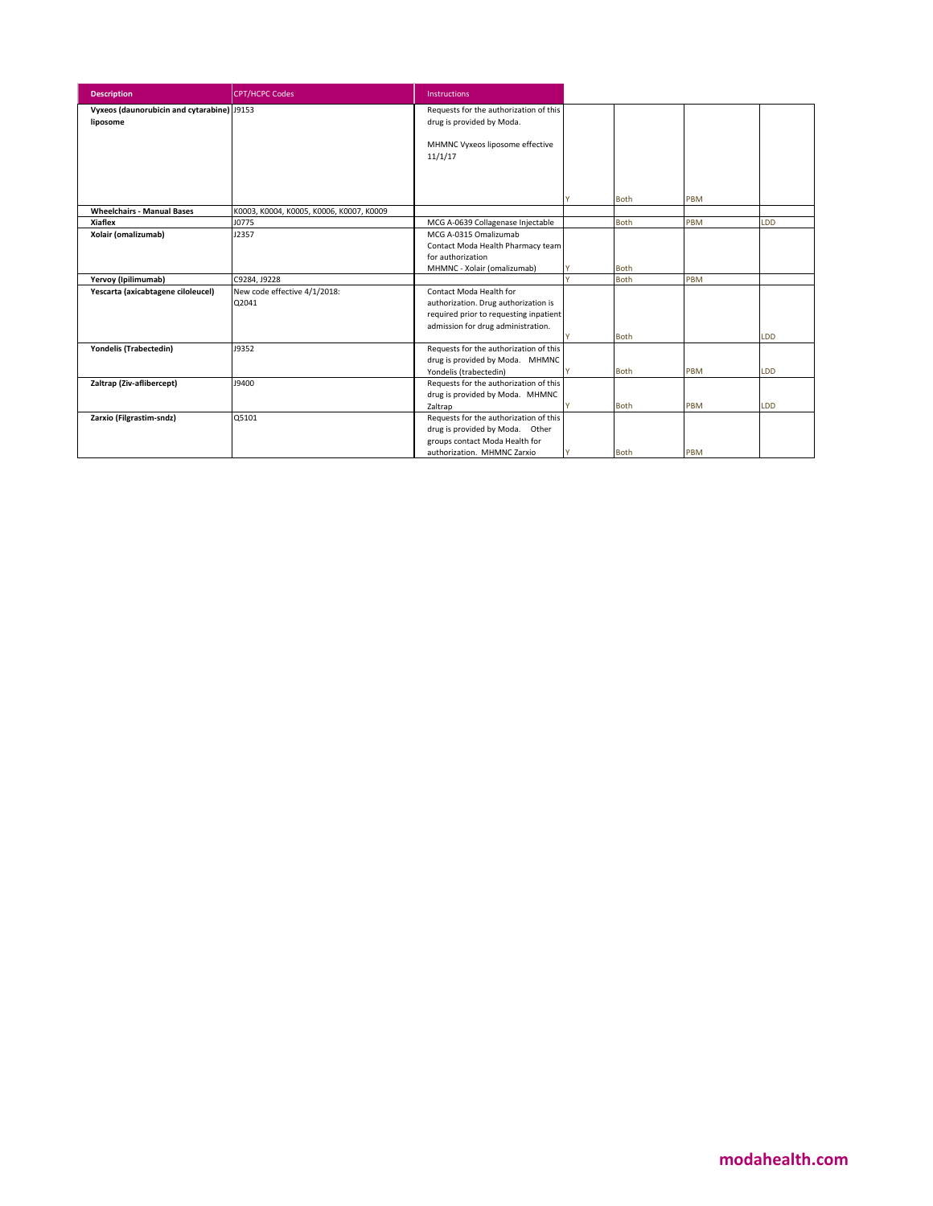| Description | CPT/HCPC Codes | Instructions | | | | |
|---|---|---|---|---|---|---|
| **Vyxeos (daunorubicin and cytarabine) liposome** | J9153 | Requests for the authorization of this drug is provided by Moda.<br><br>MHMNC Vyxeos liposome effective 11/1/17 | Y | Both | PBM | |
| **Wheelchairs - Manual Bases** | K0003, K0004, K0005, K0006, K0007, K0009 | | | | | |
| **Xiaflex** | J0775 | MCG A-0639 Collagenase Injectable | | Both | PBM | LDD |
| **Xolair (omalizumab)** | J2357 | MCG A-0315 Omalizumab<br>Contact Moda Health Pharmacy team for authorization<br>MHMNC - Xolair (omalizumab) | Y | Both | | |
| **Yervoy (Ipilimumab)** | C9284, J9228 | | Y | Both | PBM | |
| **Yescarta (axicabtagene ciloleucel)** | New code effective 4/1/2018:<br>Q2041 | Contact Moda Health for authorization. Drug authorization is required prior to requesting inpatient admission for drug administration. | Y | Both | | LDD |
| **Yondelis (Trabectedin)** | J9352 | Requests for the authorization of this drug is provided by Moda. MHMNC Yondelis (trabectedin) | Y | Both | PBM | LDD |
| **Zaltrap (Ziv-aflibercept)** | J9400 | Requests for the authorization of this drug is provided by Moda. MHMNC Zaltrap | Y | Both | PBM | LDD |
| **Zarxio (Filgrastim-sndz)** | Q5101 | Requests for the authorization of this drug is provided by Moda. Other groups contact Moda Health for authorization. MHMNC Zarxio | Y | Both | PBM | |